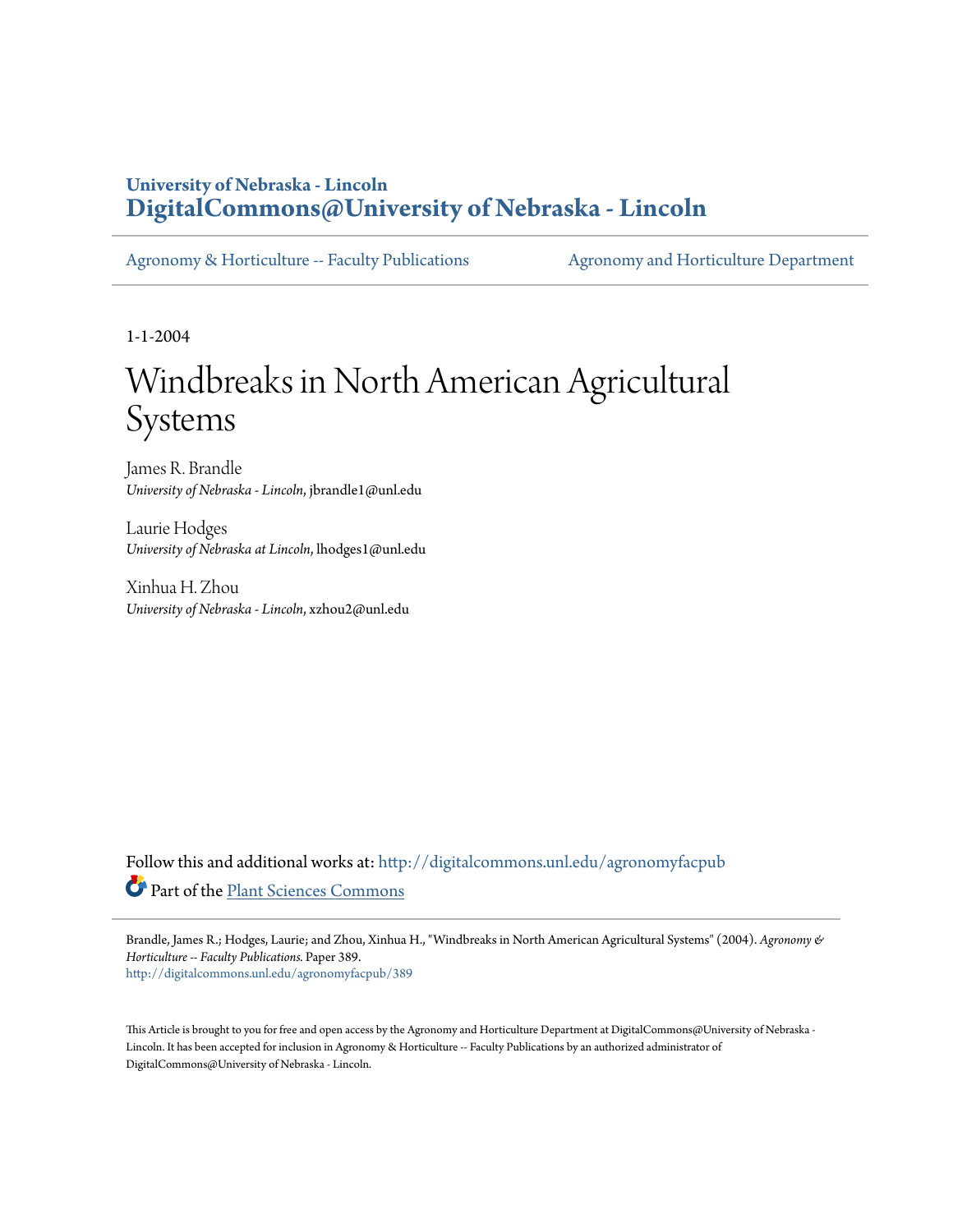University of Nebraska - Lincoln
**DigitalCommons@University of Nebraska - Lincoln**

Agronomy & Horticulture -- Faculty Publications | Agronomy and Horticulture Department

1-1-2004

# Windbreaks in North American Agricultural Systems

James R. Brandle
*University of Nebraska - Lincoln*, jbrandle1@unl.edu

Laurie Hodges
*University of Nebraska at Lincoln*, lhodges1@unl.edu

Xinhua H. Zhou
*University of Nebraska - Lincoln*, xzhou2@unl.edu

Follow this and additional works at: http://digitalcommons.unl.edu/agronomyfacpub

Part of the Plant Sciences Commons

Brandle, James R.; Hodges, Laurie; and Zhou, Xinhua H., "Windbreaks in North American Agricultural Systems" (2004). *Agronomy & Horticulture -- Faculty Publications.* Paper 389.
http://digitalcommons.unl.edu/agronomyfacpub/389

This Article is brought to you for free and open access by the Agronomy and Horticulture Department at DigitalCommons@University of Nebraska - Lincoln. It has been accepted for inclusion in Agronomy & Horticulture -- Faculty Publications by an authorized administrator of DigitalCommons@University of Nebraska - Lincoln.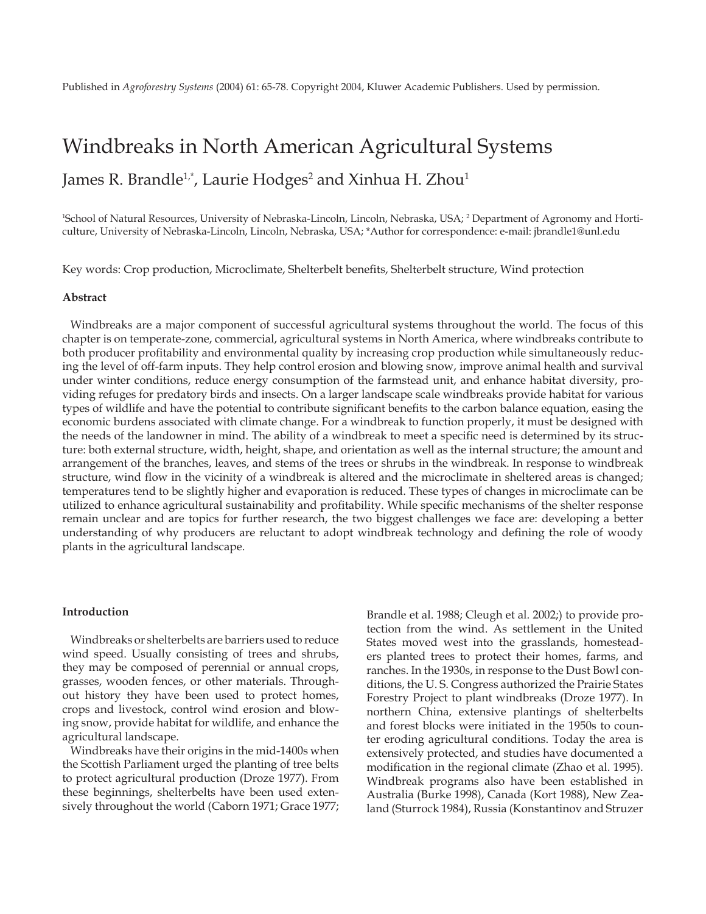Published in *Agroforestry Systems* (2004) 61: 65-78. Copyright 2004, Kluwer Academic Publishers. Used by permission.

# Windbreaks in North American Agricultural Systems

James R. Brandle[1,*], Laurie Hodges[2] and Xinhua H. Zhou[1]

[1]School of Natural Resources, University of Nebraska-Lincoln, Lincoln, Nebraska, USA; [2] Department of Agronomy and Horticulture, University of Nebraska-Lincoln, Lincoln, Nebraska, USA; *Author for correspondence: e-mail: jbrandle1@unl.edu

Key words: Crop production, Microclimate, Shelterbelt benefits, Shelterbelt structure, Wind protection

### Abstract

Windbreaks are a major component of successful agricultural systems throughout the world. The focus of this chapter is on temperate-zone, commercial, agricultural systems in North America, where windbreaks contribute to both producer profitability and environmental quality by increasing crop production while simultaneously reducing the level of off-farm inputs. They help control erosion and blowing snow, improve animal health and survival under winter conditions, reduce energy consumption of the farmstead unit, and enhance habitat diversity, providing refuges for predatory birds and insects. On a larger landscape scale windbreaks provide habitat for various types of wildlife and have the potential to contribute significant benefits to the carbon balance equation, easing the economic burdens associated with climate change. For a windbreak to function properly, it must be designed with the needs of the landowner in mind. The ability of a windbreak to meet a specific need is determined by its structure: both external structure, width, height, shape, and orientation as well as the internal structure; the amount and arrangement of the branches, leaves, and stems of the trees or shrubs in the windbreak. In response to windbreak structure, wind flow in the vicinity of a windbreak is altered and the microclimate in sheltered areas is changed; temperatures tend to be slightly higher and evaporation is reduced. These types of changes in microclimate can be utilized to enhance agricultural sustainability and profitability. While specific mechanisms of the shelter response remain unclear and are topics for further research, the two biggest challenges we face are: developing a better understanding of why producers are reluctant to adopt windbreak technology and defining the role of woody plants in the agricultural landscape.

### Introduction

Windbreaks or shelterbelts are barriers used to reduce wind speed. Usually consisting of trees and shrubs, they may be composed of perennial or annual crops, grasses, wooden fences, or other materials. Throughout history they have been used to protect homes, crops and livestock, control wind erosion and blowing snow, provide habitat for wildlife, and enhance the agricultural landscape.

Windbreaks have their origins in the mid-1400s when the Scottish Parliament urged the planting of tree belts to protect agricultural production (Droze 1977). From these beginnings, shelterbelts have been used extensively throughout the world (Caborn 1971; Grace 1977; Brandle et al. 1988; Cleugh et al. 2002;) to provide protection from the wind. As settlement in the United States moved west into the grasslands, homesteaders planted trees to protect their homes, farms, and ranches. In the 1930s, in response to the Dust Bowl conditions, the U. S. Congress authorized the Prairie States Forestry Project to plant windbreaks (Droze 1977). In northern China, extensive plantings of shelterbelts and forest blocks were initiated in the 1950s to counter eroding agricultural conditions. Today the area is extensively protected, and studies have documented a modification in the regional climate (Zhao et al. 1995). Windbreak programs also have been established in Australia (Burke 1998), Canada (Kort 1988), New Zealand (Sturrock 1984), Russia (Konstantinov and Struzer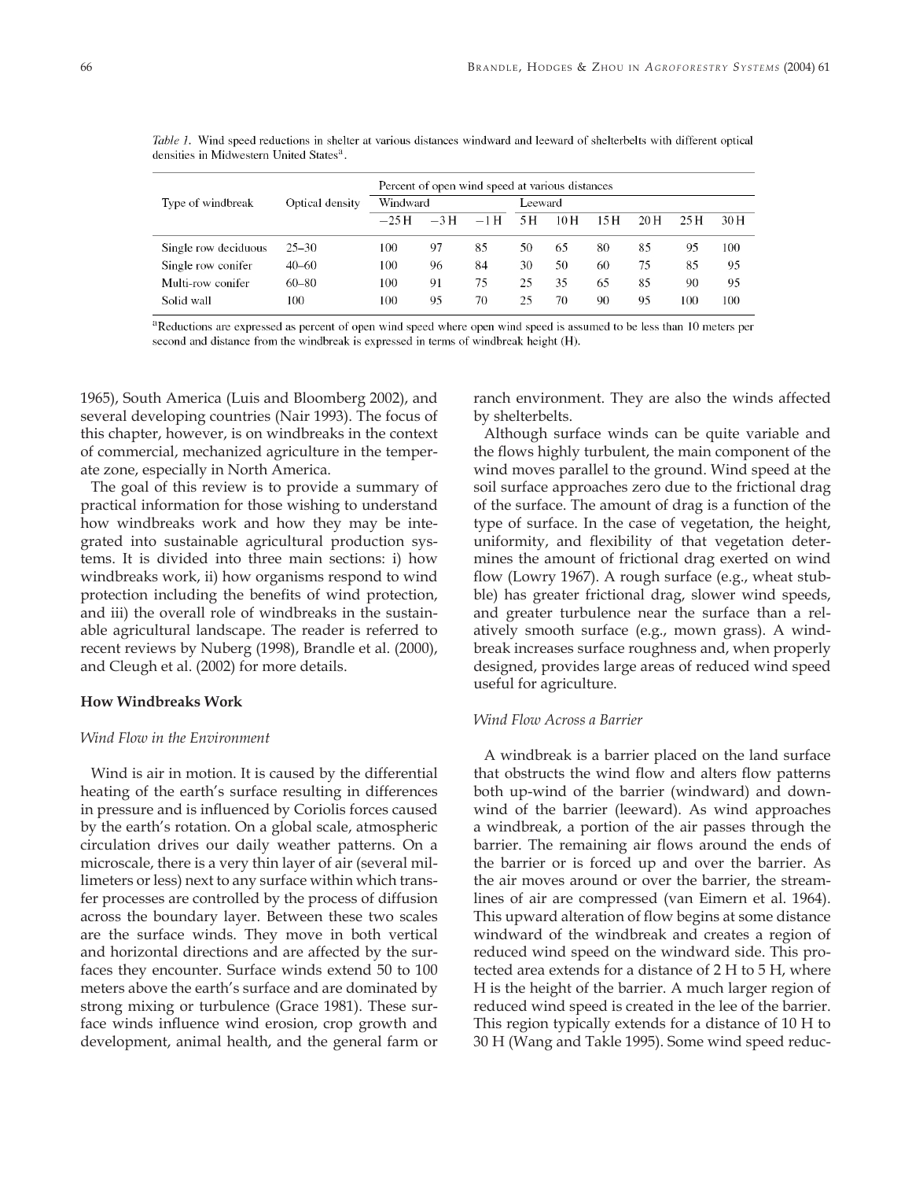*Table 1.* Wind speed reductions in shelter at various distances windward and leeward of shelterbelts with different optical densities in Midwestern United States[a].

| Type of windbreak | Optical density | Percent of open wind speed at various distances | | | | | | | | |
|---|---|---|---|---|---|---|---|---|---|---|
| | | Windward | | | Leeward | | | | | |
| | | −25 H | −3 H | −1 H | 5 H | 10 H | 15 H | 20 H | 25 H | 30 H |
| Single row deciduous | 25–30 | 100 | 97 | 85 | 50 | 65 | 80 | 85 | 95 | 100 |
| Single row conifer | 40–60 | 100 | 96 | 84 | 30 | 50 | 60 | 75 | 85 | 95 |
| Multi-row conifer | 60–80 | 100 | 91 | 75 | 25 | 35 | 65 | 85 | 90 | 95 |
| Solid wall | 100 | 100 | 95 | 70 | 25 | 70 | 90 | 95 | 100 | 100 |

[a]Reductions are expressed as percent of open wind speed where open wind speed is assumed to be less than 10 meters per second and distance from the windbreak is expressed in terms of windbreak height (H).

1965), South America (Luis and Bloomberg 2002), and several developing countries (Nair 1993). The focus of this chapter, however, is on windbreaks in the context of commercial, mechanized agriculture in the temperate zone, especially in North America.

The goal of this review is to provide a summary of practical information for those wishing to understand how windbreaks work and how they may be integrated into sustainable agricultural production systems. It is divided into three main sections: i) how windbreaks work, ii) how organisms respond to wind protection including the benefits of wind protection, and iii) the overall role of windbreaks in the sustainable agricultural landscape. The reader is referred to recent reviews by Nuberg (1998), Brandle et al. (2000), and Cleugh et al. (2002) for more details.

## How Windbreaks Work

### *Wind Flow in the Environment*

Wind is air in motion. It is caused by the differential heating of the earth's surface resulting in differences in pressure and is influenced by Coriolis forces caused by the earth's rotation. On a global scale, atmospheric circulation drives our daily weather patterns. On a microscale, there is a very thin layer of air (several millimeters or less) next to any surface within which transfer processes are controlled by the process of diffusion across the boundary layer. Between these two scales are the surface winds. They move in both vertical and horizontal directions and are affected by the surfaces they encounter. Surface winds extend 50 to 100 meters above the earth's surface and are dominated by strong mixing or turbulence (Grace 1981). These surface winds influence wind erosion, crop growth and development, animal health, and the general farm or ranch environment. They are also the winds affected by shelterbelts.

Although surface winds can be quite variable and the flows highly turbulent, the main component of the wind moves parallel to the ground. Wind speed at the soil surface approaches zero due to the frictional drag of the surface. The amount of drag is a function of the type of surface. In the case of vegetation, the height, uniformity, and flexibility of that vegetation determines the amount of frictional drag exerted on wind flow (Lowry 1967). A rough surface (e.g., wheat stubble) has greater frictional drag, slower wind speeds, and greater turbulence near the surface than a relatively smooth surface (e.g., mown grass). A windbreak increases surface roughness and, when properly designed, provides large areas of reduced wind speed useful for agriculture.

### *Wind Flow Across a Barrier*

A windbreak is a barrier placed on the land surface that obstructs the wind flow and alters flow patterns both up-wind of the barrier (windward) and downwind of the barrier (leeward). As wind approaches a windbreak, a portion of the air passes through the barrier. The remaining air flows around the ends of the barrier or is forced up and over the barrier. As the air moves around or over the barrier, the streamlines of air are compressed (van Eimern et al. 1964). This upward alteration of flow begins at some distance windward of the windbreak and creates a region of reduced wind speed on the windward side. This protected area extends for a distance of 2 H to 5 H, where H is the height of the barrier. A much larger region of reduced wind speed is created in the lee of the barrier. This region typically extends for a distance of 10 H to 30 H (Wang and Takle 1995). Some wind speed reduc-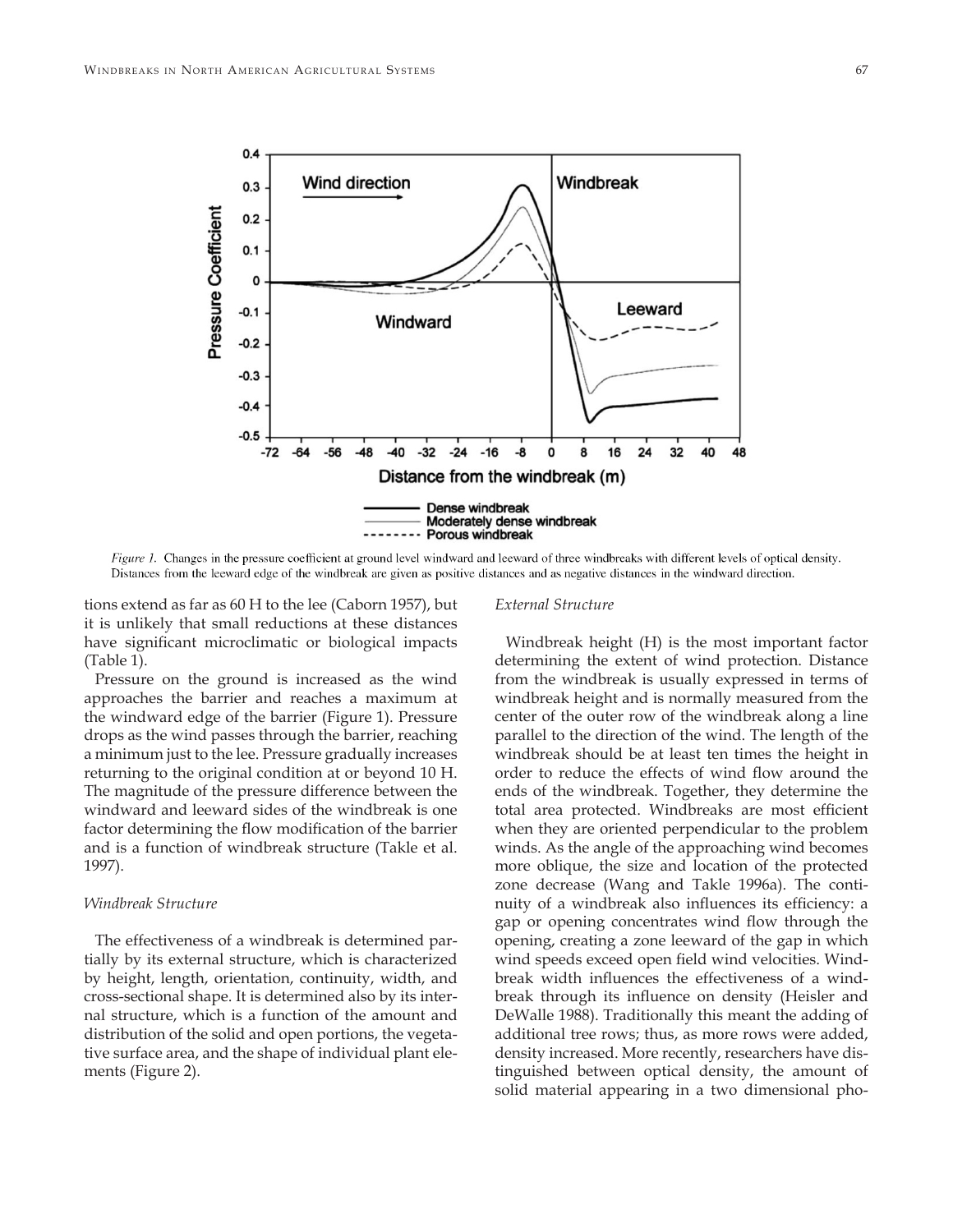0.4
0.3
0.2
0.1
0
-0.1
-0.2
-0.3
-0.4
-0.5

Pressure Coefficient

Wind direction

Windbreak

Windward

Leeward

-72 -64 -56 -48 -40 -32 -24 -16 -8 0 8 16 24 32 40 48

Distance from the windbreak (m)

Dense windbreak
Moderately dense windbreak
Porous windbreak

*Figure 1.* Changes in the pressure coefficient at ground level windward and leeward of three windbreaks with different levels of optical density. Distances from the leeward edge of the windbreak are given as positive distances and as negative distances in the windward direction.

tions extend as far as 60 H to the lee (Caborn 1957), but it is unlikely that small reductions at these distances have significant microclimatic or biological impacts (Table 1).

Pressure on the ground is increased as the wind approaches the barrier and reaches a maximum at the windward edge of the barrier (Figure 1). Pressure drops as the wind passes through the barrier, reaching a minimum just to the lee. Pressure gradually increases returning to the original condition at or beyond 10 H. The magnitude of the pressure difference between the windward and leeward sides of the windbreak is one factor determining the flow modification of the barrier and is a function of windbreak structure (Takle et al. 1997).

### *Windbreak Structure*

The effectiveness of a windbreak is determined partially by its external structure, which is characterized by height, length, orientation, continuity, width, and cross-sectional shape. It is determined also by its internal structure, which is a function of the amount and distribution of the solid and open portions, the vegetative surface area, and the shape of individual plant elements (Figure 2).

### *External Structure*

Windbreak height (H) is the most important factor determining the extent of wind protection. Distance from the windbreak is usually expressed in terms of windbreak height and is normally measured from the center of the outer row of the windbreak along a line parallel to the direction of the wind. The length of the windbreak should be at least ten times the height in order to reduce the effects of wind flow around the ends of the windbreak. Together, they determine the total area protected. Windbreaks are most efficient when they are oriented perpendicular to the problem winds. As the angle of the approaching wind becomes more oblique, the size and location of the protected zone decrease (Wang and Takle 1996a). The continuity of a windbreak also influences its efficiency: a gap or opening concentrates wind flow through the opening, creating a zone leeward of the gap in which wind speeds exceed open field wind velocities. Windbreak width influences the effectiveness of a windbreak through its influence on density (Heisler and DeWalle 1988). Traditionally this meant the adding of additional tree rows; thus, as more rows were added, density increased. More recently, researchers have distinguished between optical density, the amount of solid material appearing in a two dimensional pho-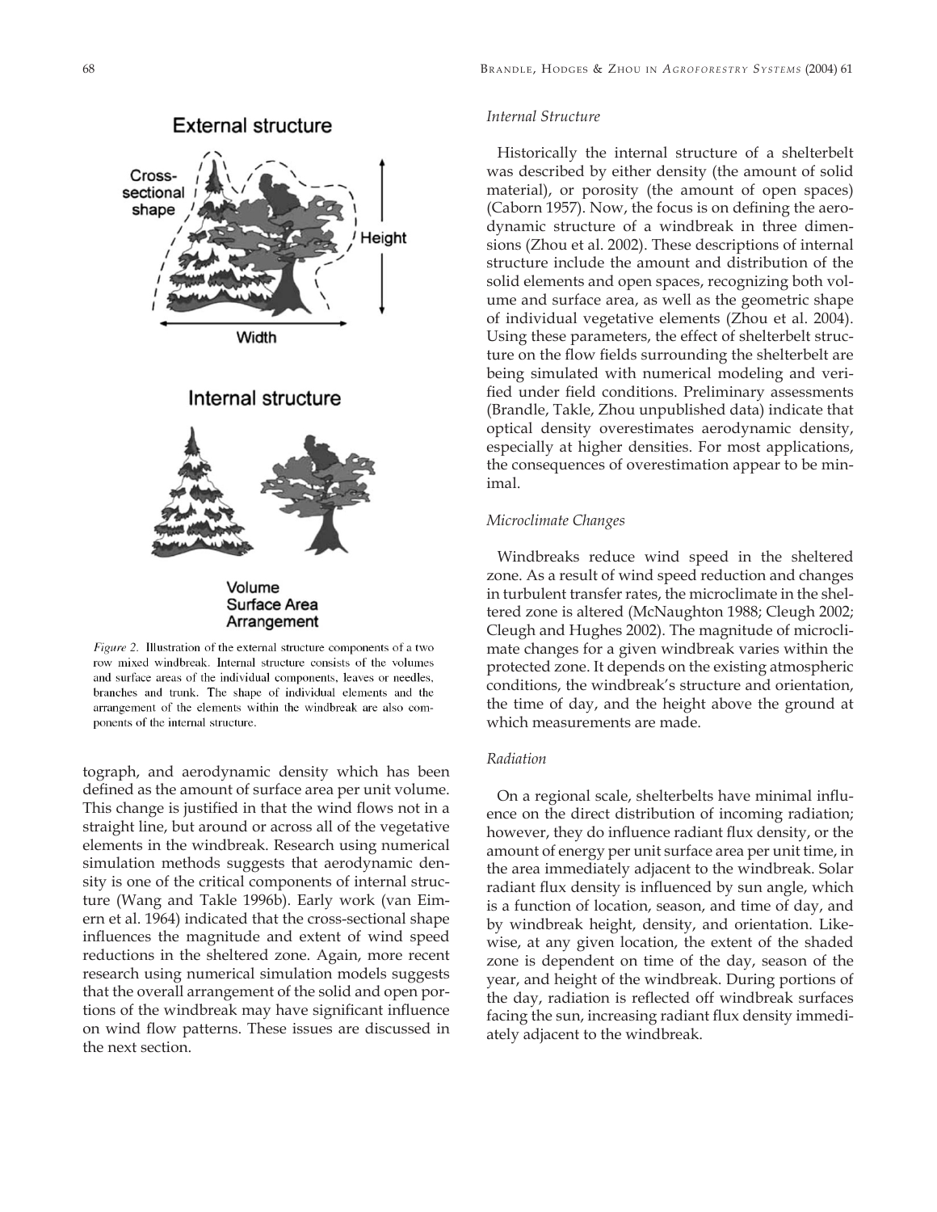External structure

Cross-sectional shape

Height

Width

Internal structure

Volume
Surface Area
Arrangement

*Figure 2.* Illustration of the external structure components of a two row mixed windbreak. Internal structure consists of the volumes and surface areas of the individual components, leaves or needles, branches and trunk. The shape of individual elements and the arrangement of the elements within the windbreak are also components of the internal structure.

tograph, and aerodynamic density which has been defined as the amount of surface area per unit volume. This change is justified in that the wind flows not in a straight line, but around or across all of the vegetative elements in the windbreak. Research using numerical simulation methods suggests that aerodynamic density is one of the critical components of internal structure (Wang and Takle 1996b). Early work (van Eimern et al. 1964) indicated that the cross-sectional shape influences the magnitude and extent of wind speed reductions in the sheltered zone. Again, more recent research using numerical simulation models suggests that the overall arrangement of the solid and open portions of the windbreak may have significant influence on wind flow patterns. These issues are discussed in the next section.

*Internal Structure*

Historically the internal structure of a shelterbelt was described by either density (the amount of solid material), or porosity (the amount of open spaces) (Caborn 1957). Now, the focus is on defining the aerodynamic structure of a windbreak in three dimensions (Zhou et al. 2002). These descriptions of internal structure include the amount and distribution of the solid elements and open spaces, recognizing both volume and surface area, as well as the geometric shape of individual vegetative elements (Zhou et al. 2004). Using these parameters, the effect of shelterbelt structure on the flow fields surrounding the shelterbelt are being simulated with numerical modeling and verified under field conditions. Preliminary assessments (Brandle, Takle, Zhou unpublished data) indicate that optical density overestimates aerodynamic density, especially at higher densities. For most applications, the consequences of overestimation appear to be minimal.

*Microclimate Changes*

Windbreaks reduce wind speed in the sheltered zone. As a result of wind speed reduction and changes in turbulent transfer rates, the microclimate in the sheltered zone is altered (McNaughton 1988; Cleugh 2002; Cleugh and Hughes 2002). The magnitude of microclimate changes for a given windbreak varies within the protected zone. It depends on the existing atmospheric conditions, the windbreak's structure and orientation, the time of day, and the height above the ground at which measurements are made.

*Radiation*

On a regional scale, shelterbelts have minimal influence on the direct distribution of incoming radiation; however, they do influence radiant flux density, or the amount of energy per unit surface area per unit time, in the area immediately adjacent to the windbreak. Solar radiant flux density is influenced by sun angle, which is a function of location, season, and time of day, and by windbreak height, density, and orientation. Likewise, at any given location, the extent of the shaded zone is dependent on time of the day, season of the year, and height of the windbreak. During portions of the day, radiation is reflected off windbreak surfaces facing the sun, increasing radiant flux density immediately adjacent to the windbreak.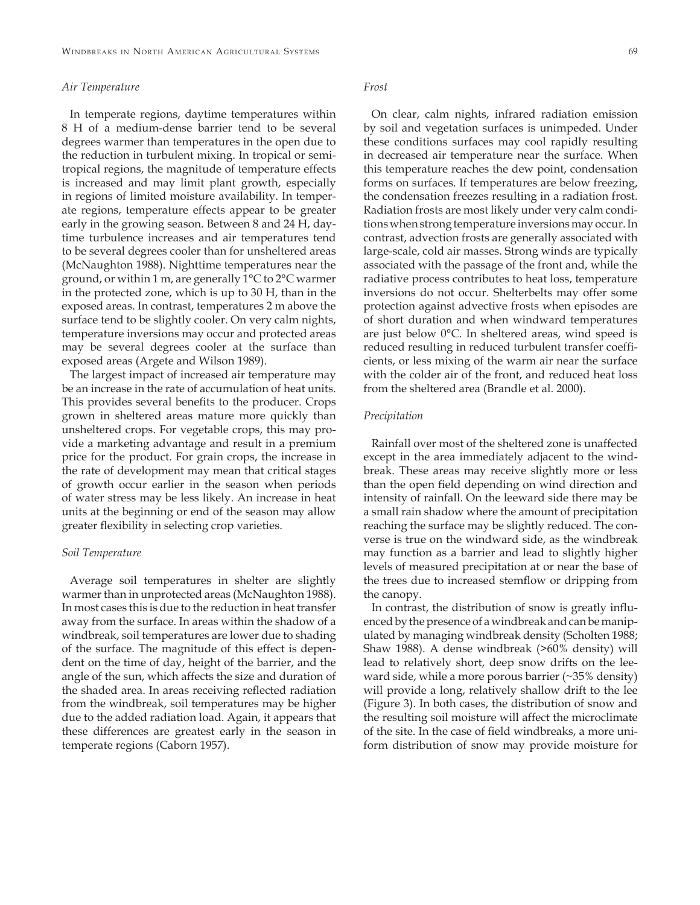### *Air Temperature*

In temperate regions, daytime temperatures within 8 H of a medium-dense barrier tend to be several degrees warmer than temperatures in the open due to the reduction in turbulent mixing. In tropical or semitropical regions, the magnitude of temperature effects is increased and may limit plant growth, especially in regions of limited moisture availability. In temperate regions, temperature effects appear to be greater early in the growing season. Between 8 and 24 H, daytime turbulence increases and air temperatures tend to be several degrees cooler than for unsheltered areas (McNaughton 1988). Nighttime temperatures near the ground, or within 1 m, are generally 1°C to 2°C warmer in the protected zone, which is up to 30 H, than in the exposed areas. In contrast, temperatures 2 m above the surface tend to be slightly cooler. On very calm nights, temperature inversions may occur and protected areas may be several degrees cooler at the surface than exposed areas (Argete and Wilson 1989).

The largest impact of increased air temperature may be an increase in the rate of accumulation of heat units. This provides several benefits to the producer. Crops grown in sheltered areas mature more quickly than unsheltered crops. For vegetable crops, this may provide a marketing advantage and result in a premium price for the product. For grain crops, the increase in the rate of development may mean that critical stages of growth occur earlier in the season when periods of water stress may be less likely. An increase in heat units at the beginning or end of the season may allow greater flexibility in selecting crop varieties.

### *Soil Temperature*

Average soil temperatures in shelter are slightly warmer than in unprotected areas (McNaughton 1988). In most cases this is due to the reduction in heat transfer away from the surface. In areas within the shadow of a windbreak, soil temperatures are lower due to shading of the surface. The magnitude of this effect is dependent on the time of day, height of the barrier, and the angle of the sun, which affects the size and duration of the shaded area. In areas receiving reflected radiation from the windbreak, soil temperatures may be higher due to the added radiation load. Again, it appears that these differences are greatest early in the season in temperate regions (Caborn 1957).

### *Frost*

On clear, calm nights, infrared radiation emission by soil and vegetation surfaces is unimpeded. Under these conditions surfaces may cool rapidly resulting in decreased air temperature near the surface. When this temperature reaches the dew point, condensation forms on surfaces. If temperatures are below freezing, the condensation freezes resulting in a radiation frost. Radiation frosts are most likely under very calm conditions when strong temperature inversions may occur. In contrast, advection frosts are generally associated with large-scale, cold air masses. Strong winds are typically associated with the passage of the front and, while the radiative process contributes to heat loss, temperature inversions do not occur. Shelterbelts may offer some protection against advective frosts when episodes are of short duration and when windward temperatures are just below 0°C. In sheltered areas, wind speed is reduced resulting in reduced turbulent transfer coefficients, or less mixing of the warm air near the surface with the colder air of the front, and reduced heat loss from the sheltered area (Brandle et al. 2000).

### *Precipitation*

Rainfall over most of the sheltered zone is unaffected except in the area immediately adjacent to the windbreak. These areas may receive slightly more or less than the open field depending on wind direction and intensity of rainfall. On the leeward side there may be a small rain shadow where the amount of precipitation reaching the surface may be slightly reduced. The converse is true on the windward side, as the windbreak may function as a barrier and lead to slightly higher levels of measured precipitation at or near the base of the trees due to increased stemflow or dripping from the canopy.

In contrast, the distribution of snow is greatly influenced by the presence of a windbreak and can be manipulated by managing windbreak density (Scholten 1988; Shaw 1988). A dense windbreak (>60% density) will lead to relatively short, deep snow drifts on the leeward side, while a more porous barrier (~35% density) will provide a long, relatively shallow drift to the lee (Figure 3). In both cases, the distribution of snow and the resulting soil moisture will affect the microclimate of the site. In the case of field windbreaks, a more uniform distribution of snow may provide moisture for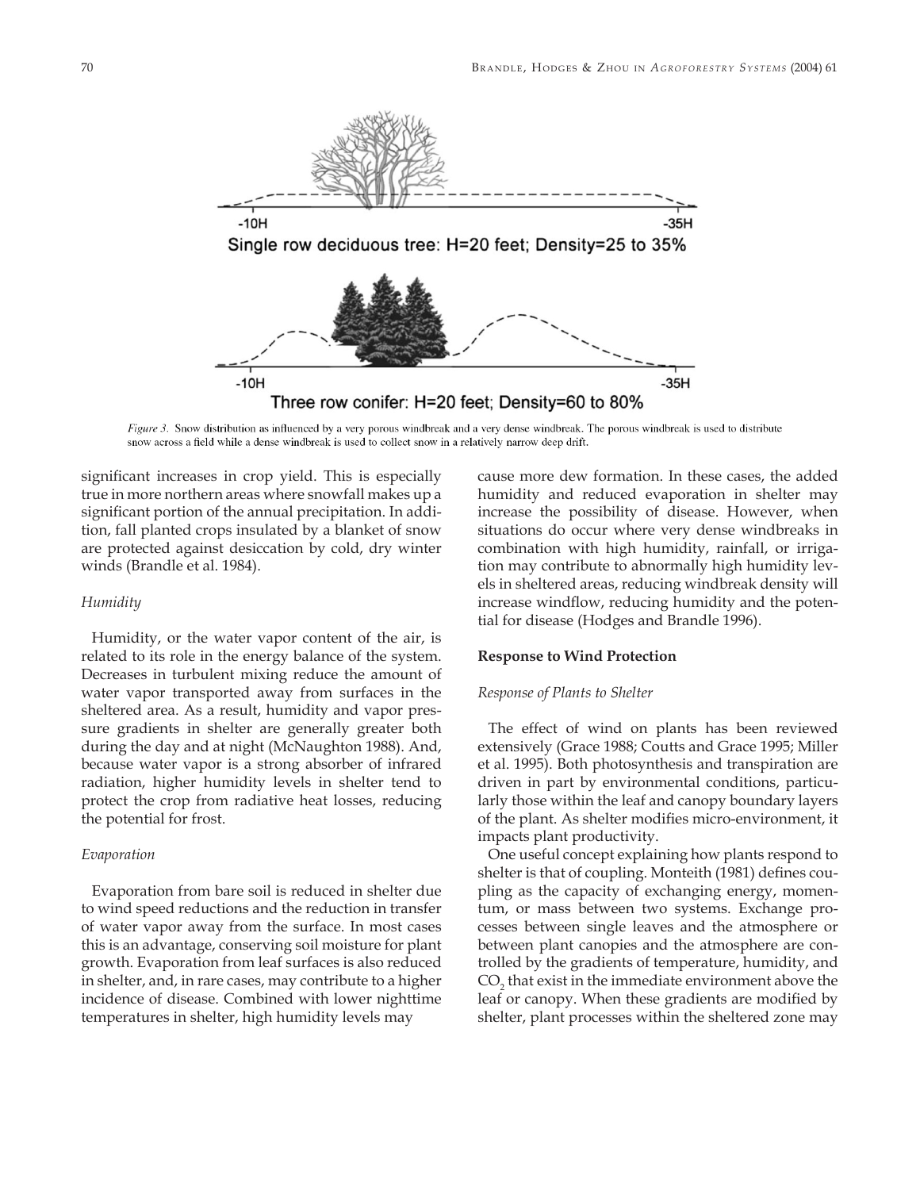-10H

-35H

Single row deciduous tree: H=20 feet; Density=25 to 35%

-10H

-35H

Three row conifer: H=20 feet; Density=60 to 80%

*Figure 3.* Snow distribution as influenced by a very porous windbreak and a very dense windbreak. The porous windbreak is used to distribute snow across a field while a dense windbreak is used to collect snow in a relatively narrow deep drift.

significant increases in crop yield. This is especially true in more northern areas where snowfall makes up a significant portion of the annual precipitation. In addition, fall planted crops insulated by a blanket of snow are protected against desiccation by cold, dry winter winds (Brandle et al. 1984).

### *Humidity*

Humidity, or the water vapor content of the air, is related to its role in the energy balance of the system. Decreases in turbulent mixing reduce the amount of water vapor transported away from surfaces in the sheltered area. As a result, humidity and vapor pressure gradients in shelter are generally greater both during the day and at night (McNaughton 1988). And, because water vapor is a strong absorber of infrared radiation, higher humidity levels in shelter tend to protect the crop from radiative heat losses, reducing the potential for frost.

### *Evaporation*

Evaporation from bare soil is reduced in shelter due to wind speed reductions and the reduction in transfer of water vapor away from the surface. In most cases this is an advantage, conserving soil moisture for plant growth. Evaporation from leaf surfaces is also reduced in shelter, and, in rare cases, may contribute to a higher incidence of disease. Combined with lower nighttime temperatures in shelter, high humidity levels may cause more dew formation. In these cases, the added humidity and reduced evaporation in shelter may increase the possibility of disease. However, when situations do occur where very dense windbreaks in combination with high humidity, rainfall, or irrigation may contribute to abnormally high humidity levels in sheltered areas, reducing windbreak density will increase windflow, reducing humidity and the potential for disease (Hodges and Brandle 1996).

## Response to Wind Protection

### *Response of Plants to Shelter*

The effect of wind on plants has been reviewed extensively (Grace 1988; Coutts and Grace 1995; Miller et al. 1995). Both photosynthesis and transpiration are driven in part by environmental conditions, particularly those within the leaf and canopy boundary layers of the plant. As shelter modifies micro-environment, it impacts plant productivity.

One useful concept explaining how plants respond to shelter is that of coupling. Monteith (1981) defines coupling as the capacity of exchanging energy, momentum, or mass between two systems. Exchange processes between single leaves and the atmosphere or between plant canopies and the atmosphere are controlled by the gradients of temperature, humidity, and $CO_2$ that exist in the immediate environment above the leaf or canopy. When these gradients are modified by shelter, plant processes within the sheltered zone may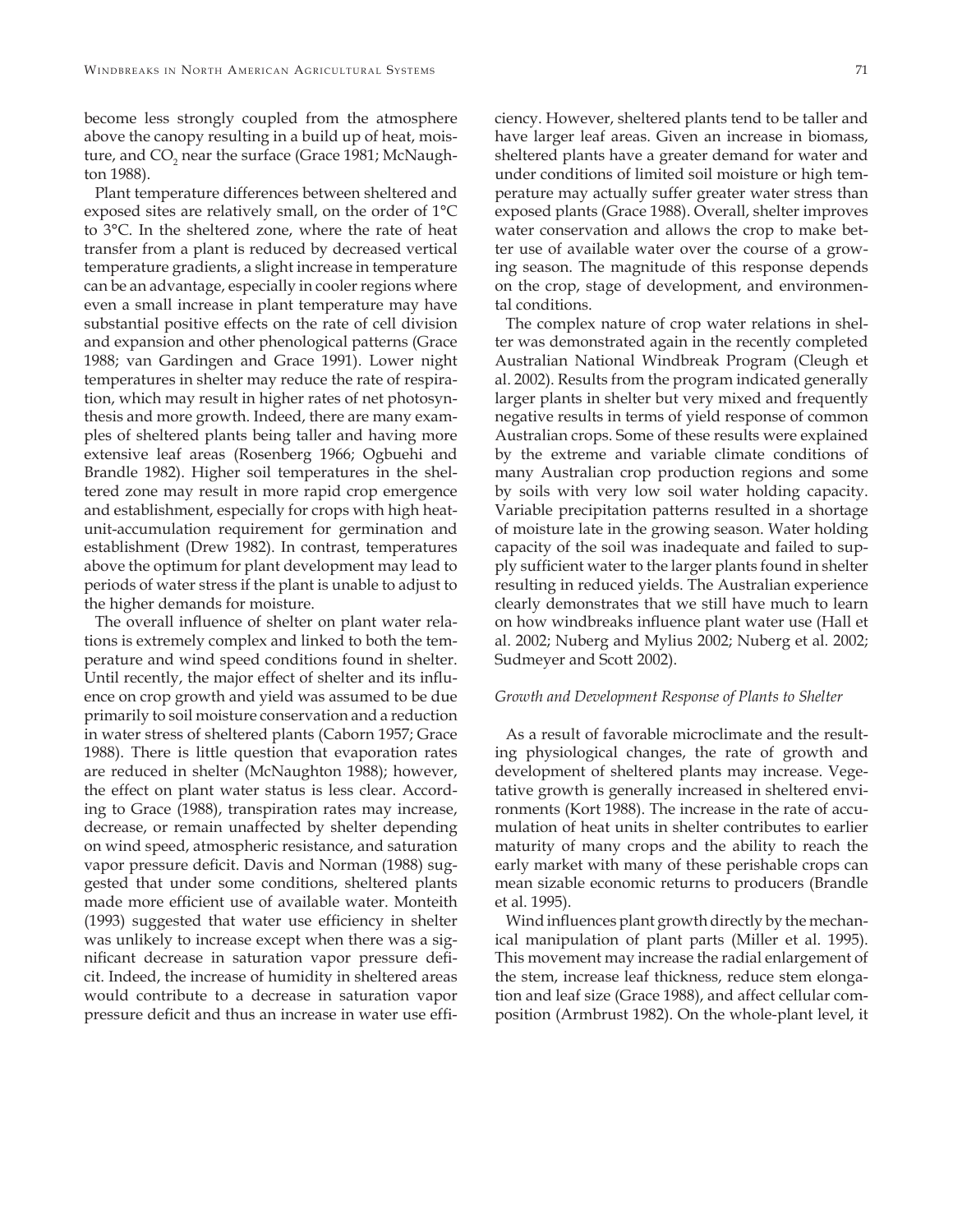become less strongly coupled from the atmosphere above the canopy resulting in a build up of heat, moisture, and $CO_2$ near the surface (Grace 1981; McNaughton 1988).

Plant temperature differences between sheltered and exposed sites are relatively small, on the order of 1°C to 3°C. In the sheltered zone, where the rate of heat transfer from a plant is reduced by decreased vertical temperature gradients, a slight increase in temperature can be an advantage, especially in cooler regions where even a small increase in plant temperature may have substantial positive effects on the rate of cell division and expansion and other phenological patterns (Grace 1988; van Gardingen and Grace 1991). Lower night temperatures in shelter may reduce the rate of respiration, which may result in higher rates of net photosynthesis and more growth. Indeed, there are many examples of sheltered plants being taller and having more extensive leaf areas (Rosenberg 1966; Ogbuehi and Brandle 1982). Higher soil temperatures in the sheltered zone may result in more rapid crop emergence and establishment, especially for crops with high heat-unit-accumulation requirement for germination and establishment (Drew 1982). In contrast, temperatures above the optimum for plant development may lead to periods of water stress if the plant is unable to adjust to the higher demands for moisture.

The overall influence of shelter on plant water relations is extremely complex and linked to both the temperature and wind speed conditions found in shelter. Until recently, the major effect of shelter and its influence on crop growth and yield was assumed to be due primarily to soil moisture conservation and a reduction in water stress of sheltered plants (Caborn 1957; Grace 1988). There is little question that evaporation rates are reduced in shelter (McNaughton 1988); however, the effect on plant water status is less clear. According to Grace (1988), transpiration rates may increase, decrease, or remain unaffected by shelter depending on wind speed, atmospheric resistance, and saturation vapor pressure deficit. Davis and Norman (1988) suggested that under some conditions, sheltered plants made more efficient use of available water. Monteith (1993) suggested that water use efficiency in shelter was unlikely to increase except when there was a significant decrease in saturation vapor pressure deficit. Indeed, the increase of humidity in sheltered areas would contribute to a decrease in saturation vapor pressure deficit and thus an increase in water use efficiency. However, sheltered plants tend to be taller and have larger leaf areas. Given an increase in biomass, sheltered plants have a greater demand for water and under conditions of limited soil moisture or high temperature may actually suffer greater water stress than exposed plants (Grace 1988). Overall, shelter improves water conservation and allows the crop to make better use of available water over the course of a growing season. The magnitude of this response depends on the crop, stage of development, and environmental conditions.

The complex nature of crop water relations in shelter was demonstrated again in the recently completed Australian National Windbreak Program (Cleugh et al. 2002). Results from the program indicated generally larger plants in shelter but very mixed and frequently negative results in terms of yield response of common Australian crops. Some of these results were explained by the extreme and variable climate conditions of many Australian crop production regions and some by soils with very low soil water holding capacity. Variable precipitation patterns resulted in a shortage of moisture late in the growing season. Water holding capacity of the soil was inadequate and failed to supply sufficient water to the larger plants found in shelter resulting in reduced yields. The Australian experience clearly demonstrates that we still have much to learn on how windbreaks influence plant water use (Hall et al. 2002; Nuberg and Mylius 2002; Nuberg et al. 2002; Sudmeyer and Scott 2002).

*Growth and Development Response of Plants to Shelter*

As a result of favorable microclimate and the resulting physiological changes, the rate of growth and development of sheltered plants may increase. Vegetative growth is generally increased in sheltered environments (Kort 1988). The increase in the rate of accumulation of heat units in shelter contributes to earlier maturity of many crops and the ability to reach the early market with many of these perishable crops can mean sizable economic returns to producers (Brandle et al. 1995).

Wind influences plant growth directly by the mechanical manipulation of plant parts (Miller et al. 1995). This movement may increase the radial enlargement of the stem, increase leaf thickness, reduce stem elongation and leaf size (Grace 1988), and affect cellular composition (Armbrust 1982). On the whole-plant level, it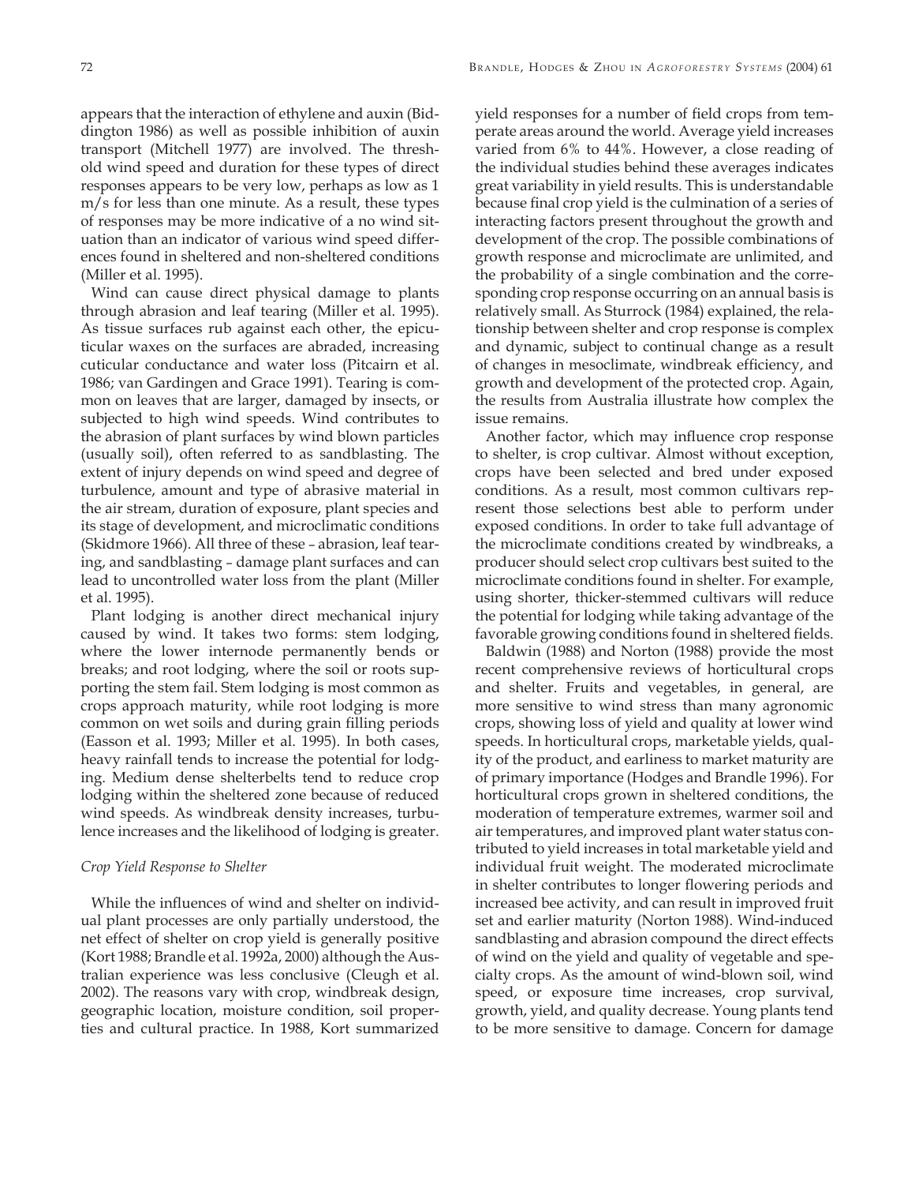appears that the interaction of ethylene and auxin (Biddington 1986) as well as possible inhibition of auxin transport (Mitchell 1977) are involved. The threshold wind speed and duration for these types of direct responses appears to be very low, perhaps as low as 1 m/s for less than one minute. As a result, these types of responses may be more indicative of a no wind situation than an indicator of various wind speed differences found in sheltered and non-sheltered conditions (Miller et al. 1995).

Wind can cause direct physical damage to plants through abrasion and leaf tearing (Miller et al. 1995). As tissue surfaces rub against each other, the epicuticular waxes on the surfaces are abraded, increasing cuticular conductance and water loss (Pitcairn et al. 1986; van Gardingen and Grace 1991). Tearing is common on leaves that are larger, damaged by insects, or subjected to high wind speeds. Wind contributes to the abrasion of plant surfaces by wind blown particles (usually soil), often referred to as sandblasting. The extent of injury depends on wind speed and degree of turbulence, amount and type of abrasive material in the air stream, duration of exposure, plant species and its stage of development, and microclimatic conditions (Skidmore 1966). All three of these – abrasion, leaf tearing, and sandblasting – damage plant surfaces and can lead to uncontrolled water loss from the plant (Miller et al. 1995).

Plant lodging is another direct mechanical injury caused by wind. It takes two forms: stem lodging, where the lower internode permanently bends or breaks; and root lodging, where the soil or roots supporting the stem fail. Stem lodging is most common as crops approach maturity, while root lodging is more common on wet soils and during grain filling periods (Easson et al. 1993; Miller et al. 1995). In both cases, heavy rainfall tends to increase the potential for lodging. Medium dense shelterbelts tend to reduce crop lodging within the sheltered zone because of reduced wind speeds. As windbreak density increases, turbulence increases and the likelihood of lodging is greater.

### *Crop Yield Response to Shelter*

While the influences of wind and shelter on individual plant processes are only partially understood, the net effect of shelter on crop yield is generally positive (Kort 1988; Brandle et al. 1992a, 2000) although the Australian experience was less conclusive (Cleugh et al. 2002). The reasons vary with crop, windbreak design, geographic location, moisture condition, soil properties and cultural practice. In 1988, Kort summarized yield responses for a number of field crops from temperate areas around the world. Average yield increases varied from 6% to 44%. However, a close reading of the individual studies behind these averages indicates great variability in yield results. This is understandable because final crop yield is the culmination of a series of interacting factors present throughout the growth and development of the crop. The possible combinations of growth response and microclimate are unlimited, and the probability of a single combination and the corresponding crop response occurring on an annual basis is relatively small. As Sturrock (1984) explained, the relationship between shelter and crop response is complex and dynamic, subject to continual change as a result of changes in mesoclimate, windbreak efficiency, and growth and development of the protected crop. Again, the results from Australia illustrate how complex the issue remains.

Another factor, which may influence crop response to shelter, is crop cultivar. Almost without exception, crops have been selected and bred under exposed conditions. As a result, most common cultivars represent those selections best able to perform under exposed conditions. In order to take full advantage of the microclimate conditions created by windbreaks, a producer should select crop cultivars best suited to the microclimate conditions found in shelter. For example, using shorter, thicker-stemmed cultivars will reduce the potential for lodging while taking advantage of the favorable growing conditions found in sheltered fields.

Baldwin (1988) and Norton (1988) provide the most recent comprehensive reviews of horticultural crops and shelter. Fruits and vegetables, in general, are more sensitive to wind stress than many agronomic crops, showing loss of yield and quality at lower wind speeds. In horticultural crops, marketable yields, quality of the product, and earliness to market maturity are of primary importance (Hodges and Brandle 1996). For horticultural crops grown in sheltered conditions, the moderation of temperature extremes, warmer soil and air temperatures, and improved plant water status contributed to yield increases in total marketable yield and individual fruit weight. The moderated microclimate in shelter contributes to longer flowering periods and increased bee activity, and can result in improved fruit set and earlier maturity (Norton 1988). Wind-induced sandblasting and abrasion compound the direct effects of wind on the yield and quality of vegetable and specialty crops. As the amount of wind-blown soil, wind speed, or exposure time increases, crop survival, growth, yield, and quality decrease. Young plants tend to be more sensitive to damage. Concern for damage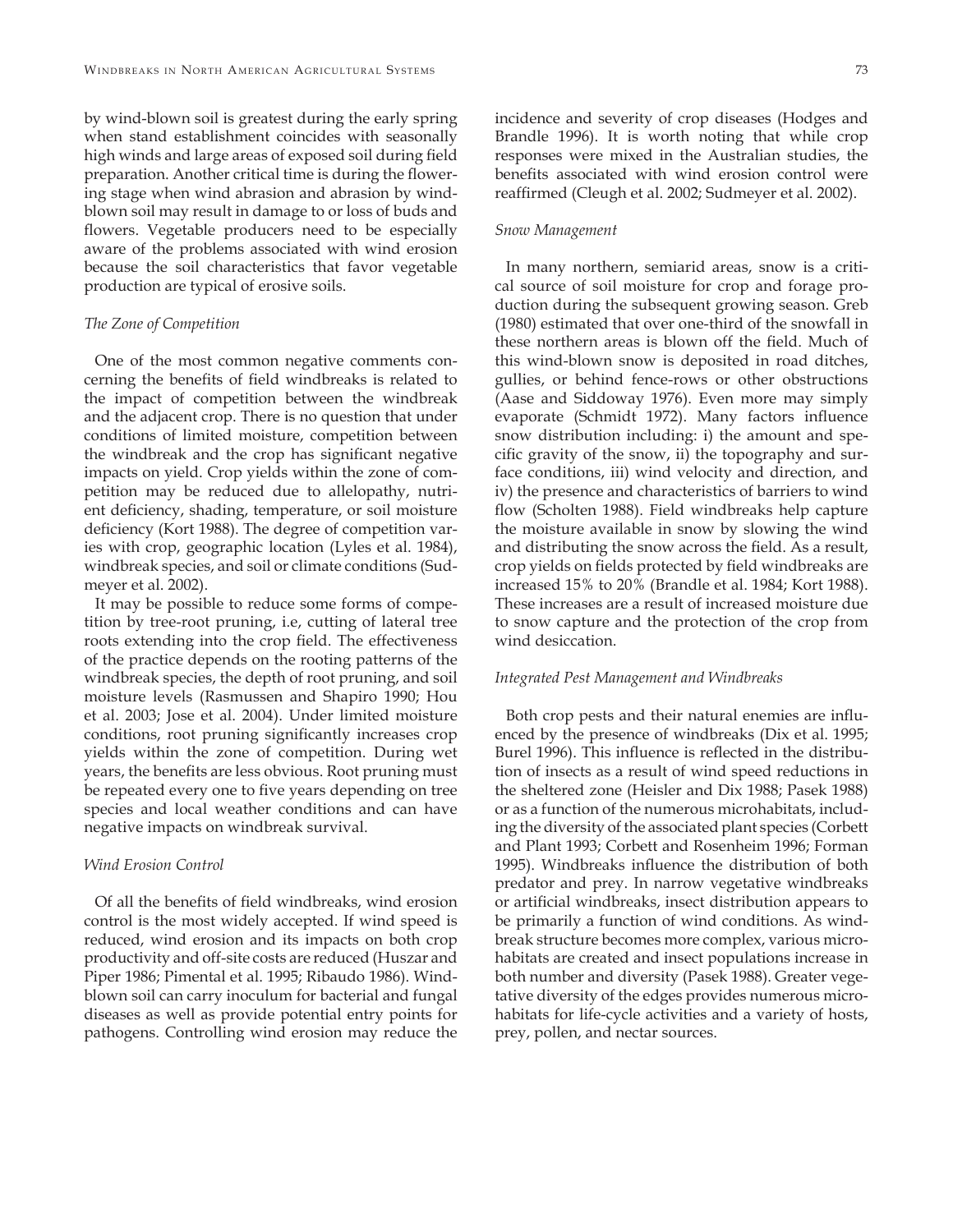by wind-blown soil is greatest during the early spring when stand establishment coincides with seasonally high winds and large areas of exposed soil during field preparation. Another critical time is during the flowering stage when wind abrasion and abrasion by wind-blown soil may result in damage to or loss of buds and flowers. Vegetable producers need to be especially aware of the problems associated with wind erosion because the soil characteristics that favor vegetable production are typical of erosive soils.

### *The Zone of Competition*

One of the most common negative comments concerning the benefits of field windbreaks is related to the impact of competition between the windbreak and the adjacent crop. There is no question that under conditions of limited moisture, competition between the windbreak and the crop has significant negative impacts on yield. Crop yields within the zone of competition may be reduced due to allelopathy, nutrient deficiency, shading, temperature, or soil moisture deficiency (Kort 1988). The degree of competition varies with crop, geographic location (Lyles et al. 1984), windbreak species, and soil or climate conditions (Sudmeyer et al. 2002).

It may be possible to reduce some forms of competition by tree-root pruning, i.e, cutting of lateral tree roots extending into the crop field. The effectiveness of the practice depends on the rooting patterns of the windbreak species, the depth of root pruning, and soil moisture levels (Rasmussen and Shapiro 1990; Hou et al. 2003; Jose et al. 2004). Under limited moisture conditions, root pruning significantly increases crop yields within the zone of competition. During wet years, the benefits are less obvious. Root pruning must be repeated every one to five years depending on tree species and local weather conditions and can have negative impacts on windbreak survival.

### *Wind Erosion Control*

Of all the benefits of field windbreaks, wind erosion control is the most widely accepted. If wind speed is reduced, wind erosion and its impacts on both crop productivity and off-site costs are reduced (Huszar and Piper 1986; Pimental et al. 1995; Ribaudo 1986). Wind-blown soil can carry inoculum for bacterial and fungal diseases as well as provide potential entry points for pathogens. Controlling wind erosion may reduce the incidence and severity of crop diseases (Hodges and Brandle 1996). It is worth noting that while crop responses were mixed in the Australian studies, the benefits associated with wind erosion control were reaffirmed (Cleugh et al. 2002; Sudmeyer et al. 2002).

### *Snow Management*

In many northern, semiarid areas, snow is a critical source of soil moisture for crop and forage production during the subsequent growing season. Greb (1980) estimated that over one-third of the snowfall in these northern areas is blown off the field. Much of this wind-blown snow is deposited in road ditches, gullies, or behind fence-rows or other obstructions (Aase and Siddoway 1976). Even more may simply evaporate (Schmidt 1972). Many factors influence snow distribution including: i) the amount and specific gravity of the snow, ii) the topography and surface conditions, iii) wind velocity and direction, and iv) the presence and characteristics of barriers to wind flow (Scholten 1988). Field windbreaks help capture the moisture available in snow by slowing the wind and distributing the snow across the field. As a result, crop yields on fields protected by field windbreaks are increased 15% to 20% (Brandle et al. 1984; Kort 1988). These increases are a result of increased moisture due to snow capture and the protection of the crop from wind desiccation.

### *Integrated Pest Management and Windbreaks*

Both crop pests and their natural enemies are influenced by the presence of windbreaks (Dix et al. 1995; Burel 1996). This influence is reflected in the distribution of insects as a result of wind speed reductions in the sheltered zone (Heisler and Dix 1988; Pasek 1988) or as a function of the numerous microhabitats, including the diversity of the associated plant species (Corbett and Plant 1993; Corbett and Rosenheim 1996; Forman 1995). Windbreaks influence the distribution of both predator and prey. In narrow vegetative windbreaks or artificial windbreaks, insect distribution appears to be primarily a function of wind conditions. As windbreak structure becomes more complex, various microhabitats are created and insect populations increase in both number and diversity (Pasek 1988). Greater vegetative diversity of the edges provides numerous microhabitats for life-cycle activities and a variety of hosts, prey, pollen, and nectar sources.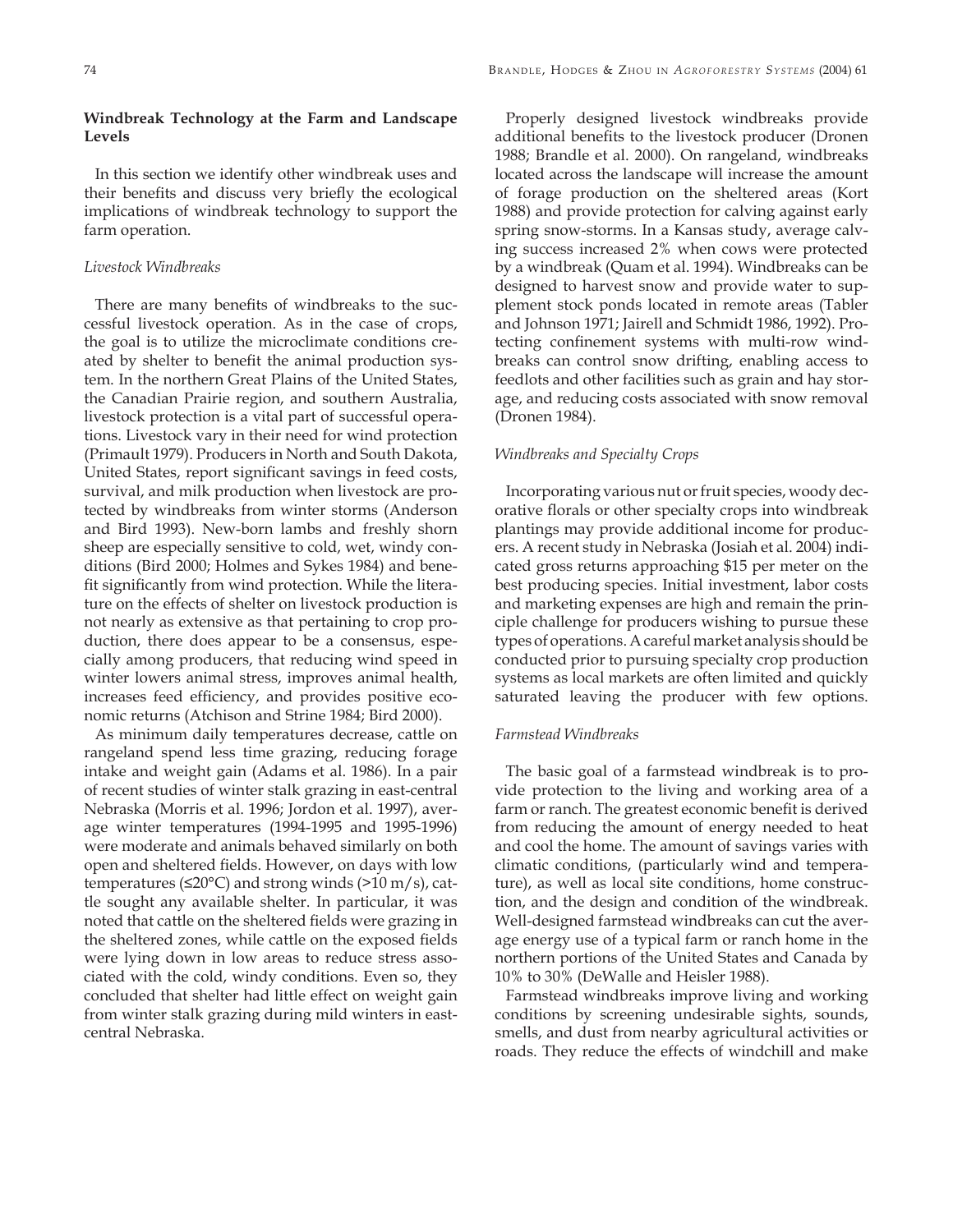## Windbreak Technology at the Farm and Landscape Levels

In this section we identify other windbreak uses and their benefits and discuss very briefly the ecological implications of windbreak technology to support the farm operation.

### *Livestock Windbreaks*

There are many benefits of windbreaks to the successful livestock operation. As in the case of crops, the goal is to utilize the microclimate conditions created by shelter to benefit the animal production system. In the northern Great Plains of the United States, the Canadian Prairie region, and southern Australia, livestock protection is a vital part of successful operations. Livestock vary in their need for wind protection (Primault 1979). Producers in North and South Dakota, United States, report significant savings in feed costs, survival, and milk production when livestock are protected by windbreaks from winter storms (Anderson and Bird 1993). New-born lambs and freshly shorn sheep are especially sensitive to cold, wet, windy conditions (Bird 2000; Holmes and Sykes 1984) and benefit significantly from wind protection. While the literature on the effects of shelter on livestock production is not nearly as extensive as that pertaining to crop production, there does appear to be a consensus, especially among producers, that reducing wind speed in winter lowers animal stress, improves animal health, increases feed efficiency, and provides positive economic returns (Atchison and Strine 1984; Bird 2000).

As minimum daily temperatures decrease, cattle on rangeland spend less time grazing, reducing forage intake and weight gain (Adams et al. 1986). In a pair of recent studies of winter stalk grazing in east-central Nebraska (Morris et al. 1996; Jordon et al. 1997), average winter temperatures (1994-1995 and 1995-1996) were moderate and animals behaved similarly on both open and sheltered fields. However, on days with low temperatures (≤20°C) and strong winds (>10 m/s), cattle sought any available shelter. In particular, it was noted that cattle on the sheltered fields were grazing in the sheltered zones, while cattle on the exposed fields were lying down in low areas to reduce stress associated with the cold, windy conditions. Even so, they concluded that shelter had little effect on weight gain from winter stalk grazing during mild winters in east-central Nebraska.

Properly designed livestock windbreaks provide additional benefits to the livestock producer (Dronen 1988; Brandle et al. 2000). On rangeland, windbreaks located across the landscape will increase the amount of forage production on the sheltered areas (Kort 1988) and provide protection for calving against early spring snow-storms. In a Kansas study, average calving success increased 2% when cows were protected by a windbreak (Quam et al. 1994). Windbreaks can be designed to harvest snow and provide water to supplement stock ponds located in remote areas (Tabler and Johnson 1971; Jairell and Schmidt 1986, 1992). Protecting confinement systems with multi-row windbreaks can control snow drifting, enabling access to feedlots and other facilities such as grain and hay storage, and reducing costs associated with snow removal (Dronen 1984).

### *Windbreaks and Specialty Crops*

Incorporating various nut or fruit species, woody decorative florals or other specialty crops into windbreak plantings may provide additional income for producers. A recent study in Nebraska (Josiah et al. 2004) indicated gross returns approaching $15 per meter on the best producing species. Initial investment, labor costs and marketing expenses are high and remain the principle challenge for producers wishing to pursue these types of operations. A careful market analysis should be conducted prior to pursuing specialty crop production systems as local markets are often limited and quickly saturated leaving the producer with few options.

### *Farmstead Windbreaks*

The basic goal of a farmstead windbreak is to provide protection to the living and working area of a farm or ranch. The greatest economic benefit is derived from reducing the amount of energy needed to heat and cool the home. The amount of savings varies with climatic conditions, (particularly wind and temperature), as well as local site conditions, home construction, and the design and condition of the windbreak. Well-designed farmstead windbreaks can cut the average energy use of a typical farm or ranch home in the northern portions of the United States and Canada by 10% to 30% (DeWalle and Heisler 1988).

Farmstead windbreaks improve living and working conditions by screening undesirable sights, sounds, smells, and dust from nearby agricultural activities or roads. They reduce the effects of windchill and make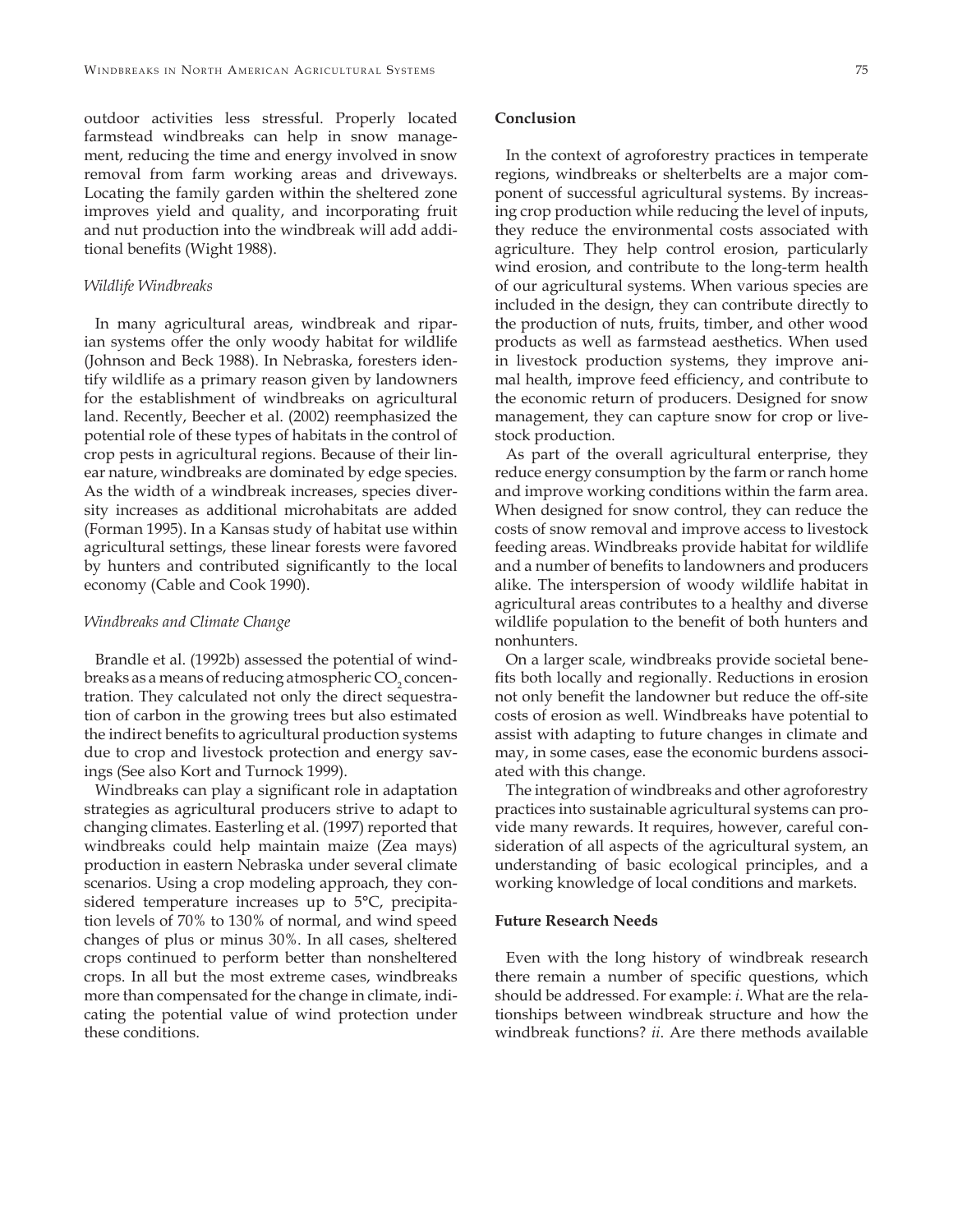outdoor activities less stressful. Properly located farmstead windbreaks can help in snow management, reducing the time and energy involved in snow removal from farm working areas and driveways. Locating the family garden within the sheltered zone improves yield and quality, and incorporating fruit and nut production into the windbreak will add additional benefits (Wight 1988).

### *Wildlife Windbreaks*

In many agricultural areas, windbreak and riparian systems offer the only woody habitat for wildlife (Johnson and Beck 1988). In Nebraska, foresters identify wildlife as a primary reason given by landowners for the establishment of windbreaks on agricultural land. Recently, Beecher et al. (2002) reemphasized the potential role of these types of habitats in the control of crop pests in agricultural regions. Because of their linear nature, windbreaks are dominated by edge species. As the width of a windbreak increases, species diversity increases as additional microhabitats are added (Forman 1995). In a Kansas study of habitat use within agricultural settings, these linear forests were favored by hunters and contributed significantly to the local economy (Cable and Cook 1990).

### *Windbreaks and Climate Change*

Brandle et al. (1992b) assessed the potential of windbreaks as a means of reducing atmospheric $CO_2$ concentration. They calculated not only the direct sequestration of carbon in the growing trees but also estimated the indirect benefits to agricultural production systems due to crop and livestock protection and energy savings (See also Kort and Turnock 1999).

Windbreaks can play a significant role in adaptation strategies as agricultural producers strive to adapt to changing climates. Easterling et al. (1997) reported that windbreaks could help maintain maize (Zea mays) production in eastern Nebraska under several climate scenarios. Using a crop modeling approach, they considered temperature increases up to 5°C, precipitation levels of 70% to 130% of normal, and wind speed changes of plus or minus 30%. In all cases, sheltered crops continued to perform better than nonsheltered crops. In all but the most extreme cases, windbreaks more than compensated for the change in climate, indicating the potential value of wind protection under these conditions.

## Conclusion

In the context of agroforestry practices in temperate regions, windbreaks or shelterbelts are a major component of successful agricultural systems. By increasing crop production while reducing the level of inputs, they reduce the environmental costs associated with agriculture. They help control erosion, particularly wind erosion, and contribute to the long-term health of our agricultural systems. When various species are included in the design, they can contribute directly to the production of nuts, fruits, timber, and other wood products as well as farmstead aesthetics. When used in livestock production systems, they improve animal health, improve feed efficiency, and contribute to the economic return of producers. Designed for snow management, they can capture snow for crop or livestock production.

As part of the overall agricultural enterprise, they reduce energy consumption by the farm or ranch home and improve working conditions within the farm area. When designed for snow control, they can reduce the costs of snow removal and improve access to livestock feeding areas. Windbreaks provide habitat for wildlife and a number of benefits to landowners and producers alike. The interspersion of woody wildlife habitat in agricultural areas contributes to a healthy and diverse wildlife population to the benefit of both hunters and nonhunters.

On a larger scale, windbreaks provide societal benefits both locally and regionally. Reductions in erosion not only benefit the landowner but reduce the off-site costs of erosion as well. Windbreaks have potential to assist with adapting to future changes in climate and may, in some cases, ease the economic burdens associated with this change.

The integration of windbreaks and other agroforestry practices into sustainable agricultural systems can provide many rewards. It requires, however, careful consideration of all aspects of the agricultural system, an understanding of basic ecological principles, and a working knowledge of local conditions and markets.

## Future Research Needs

Even with the long history of windbreak research there remain a number of specific questions, which should be addressed. For example: *i*. What are the relationships between windbreak structure and how the windbreak functions? *ii*. Are there methods available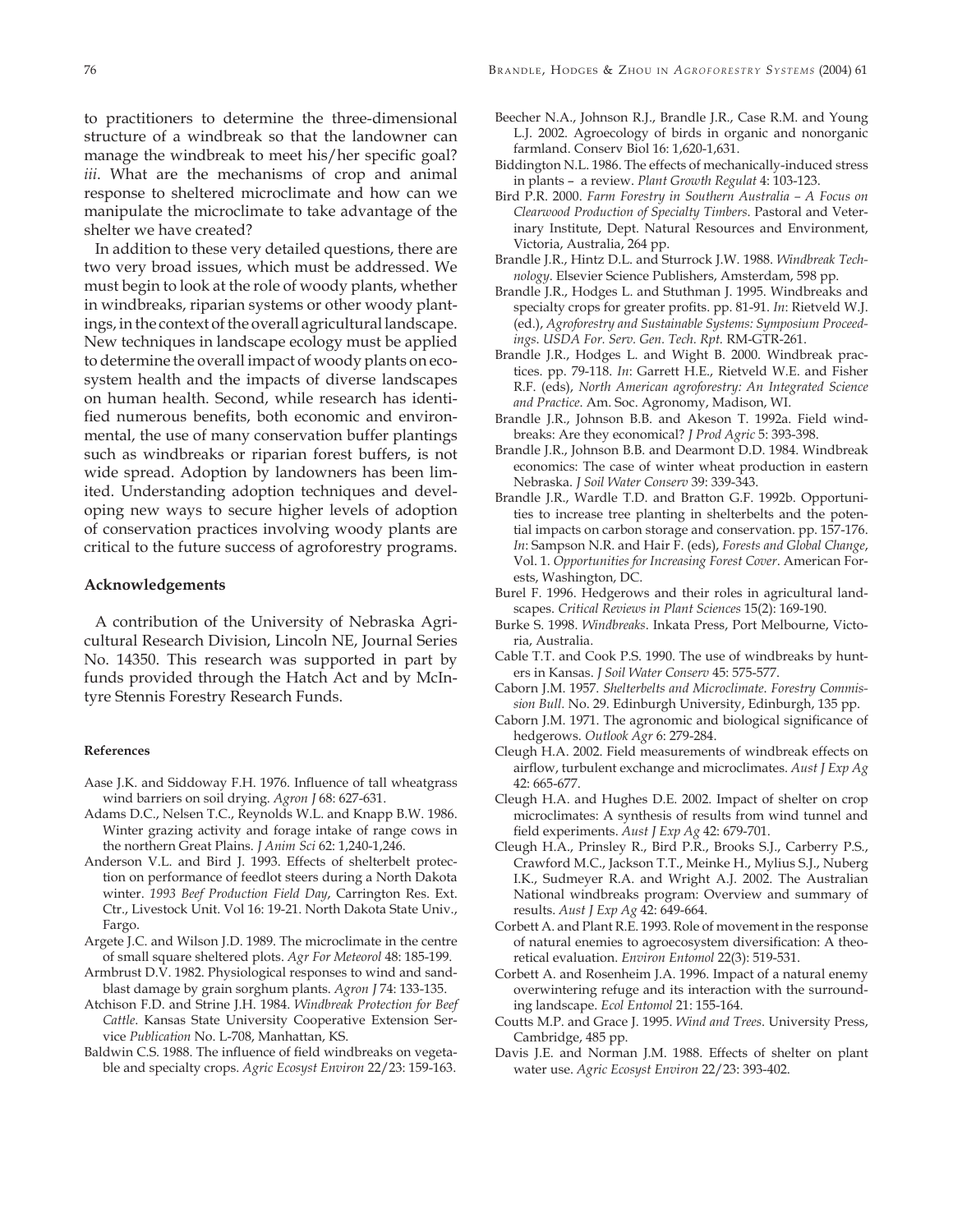to practitioners to determine the three-dimensional structure of a windbreak so that the landowner can manage the windbreak to meet his/her specific goal? *iii*. What are the mechanisms of crop and animal response to sheltered microclimate and how can we manipulate the microclimate to take advantage of the shelter we have created?

In addition to these very detailed questions, there are two very broad issues, which must be addressed. We must begin to look at the role of woody plants, whether in windbreaks, riparian systems or other woody plantings, in the context of the overall agricultural landscape. New techniques in landscape ecology must be applied to determine the overall impact of woody plants on ecosystem health and the impacts of diverse landscapes on human health. Second, while research has identified numerous benefits, both economic and environmental, the use of many conservation buffer plantings such as windbreaks or riparian forest buffers, is not wide spread. Adoption by landowners has been limited. Understanding adoption techniques and developing new ways to secure higher levels of adoption of conservation practices involving woody plants are critical to the future success of agroforestry programs.

## Acknowledgements

A contribution of the University of Nebraska Agricultural Research Division, Lincoln NE, Journal Series No. 14350. This research was supported in part by funds provided through the Hatch Act and by McIntyre Stennis Forestry Research Funds.

### References

Aase J.K. and Siddoway F.H. 1976. Influence of tall wheatgrass wind barriers on soil drying. *Agron J* 68: 627-631.

Adams D.C., Nelsen T.C., Reynolds W.L. and Knapp B.W. 1986. Winter grazing activity and forage intake of range cows in the northern Great Plains. *J Anim Sci* 62: 1,240-1,246.

Anderson V.L. and Bird J. 1993. Effects of shelterbelt protection on performance of feedlot steers during a North Dakota winter. *1993 Beef Production Field Day*, Carrington Res. Ext. Ctr., Livestock Unit. Vol 16: 19-21. North Dakota State Univ., Fargo.

Argete J.C. and Wilson J.D. 1989. The microclimate in the centre of small square sheltered plots. *Agr For Meteorol* 48: 185-199.

Armbrust D.V. 1982. Physiological responses to wind and sandblast damage by grain sorghum plants. *Agron J* 74: 133-135.

Atchison F.D. and Strine J.H. 1984. *Windbreak Protection for Beef Cattle*. Kansas State University Cooperative Extension Service *Publication* No. L-708, Manhattan, KS.

Baldwin C.S. 1988. The influence of field windbreaks on vegetable and specialty crops. *Agric Ecosyst Environ* 22/23: 159-163.

Beecher N.A., Johnson R.J., Brandle J.R., Case R.M. and Young L.J. 2002. Agroecology of birds in organic and nonorganic farmland. Conserv Biol 16: 1,620-1,631.

Biddington N.L. 1986. The effects of mechanically-induced stress in plants – a review. *Plant Growth Regulat* 4: 103-123.

Bird P.R. 2000. *Farm Forestry in Southern Australia – A Focus on Clearwood Production of Specialty Timbers*. Pastoral and Veterinary Institute, Dept. Natural Resources and Environment, Victoria, Australia, 264 pp.

Brandle J.R., Hintz D.L. and Sturrock J.W. 1988. *Windbreak Technology*. Elsevier Science Publishers, Amsterdam, 598 pp.

Brandle J.R., Hodges L. and Stuthman J. 1995. Windbreaks and specialty crops for greater profits. pp. 81-91. *In*: Rietveld W.J. (ed.), *Agroforestry and Sustainable Systems: Symposium Proceedings*. *USDA For. Serv. Gen. Tech. Rpt.* RM-GTR-261.

Brandle J.R., Hodges L. and Wight B. 2000. Windbreak practices. pp. 79-118. *In*: Garrett H.E., Rietveld W.E. and Fisher R.F. (eds), *North American agroforestry: An Integrated Science and Practice*. Am. Soc. Agronomy, Madison, WI.

Brandle J.R., Johnson B.B. and Akeson T. 1992a. Field windbreaks: Are they economical? *J Prod Agric* 5: 393-398.

Brandle J.R., Johnson B.B. and Dearmont D.D. 1984. Windbreak economics: The case of winter wheat production in eastern Nebraska. *J Soil Water Conserv* 39: 339-343.

Brandle J.R., Wardle T.D. and Bratton G.F. 1992b. Opportunities to increase tree planting in shelterbelts and the potential impacts on carbon storage and conservation. pp. 157-176. *In*: Sampson N.R. and Hair F. (eds), *Forests and Global Change*, Vol. 1. *Opportunities for Increasing Forest Cover*. American Forests, Washington, DC.

Burel F. 1996. Hedgerows and their roles in agricultural landscapes. *Critical Reviews in Plant Sciences* 15(2): 169-190.

Burke S. 1998. *Windbreaks*. Inkata Press, Port Melbourne, Victoria, Australia.

Cable T.T. and Cook P.S. 1990. The use of windbreaks by hunters in Kansas. *J Soil Water Conserv* 45: 575-577.

Caborn J.M. 1957. *Shelterbelts and Microclimate*. *Forestry Commission Bull.* No. 29. Edinburgh University, Edinburgh, 135 pp.

Caborn J.M. 1971. The agronomic and biological significance of hedgerows. *Outlook Agr* 6: 279-284.

Cleugh H.A. 2002. Field measurements of windbreak effects on airflow, turbulent exchange and microclimates. *Aust J Exp Ag* 42: 665-677.

Cleugh H.A. and Hughes D.E. 2002. Impact of shelter on crop microclimates: A synthesis of results from wind tunnel and field experiments. *Aust J Exp Ag* 42: 679-701.

Cleugh H.A., Prinsley R., Bird P.R., Brooks S.J., Carberry P.S., Crawford M.C., Jackson T.T., Meinke H., Mylius S.J., Nuberg I.K., Sudmeyer R.A. and Wright A.J. 2002. The Australian National windbreaks program: Overview and summary of results. *Aust J Exp Ag* 42: 649-664.

Corbett A. and Plant R.E. 1993. Role of movement in the response of natural enemies to agroecosystem diversification: A theoretical evaluation. *Environ Entomol* 22(3): 519-531.

Corbett A. and Rosenheim J.A. 1996. Impact of a natural enemy overwintering refuge and its interaction with the surrounding landscape. *Ecol Entomol* 21: 155-164.

Coutts M.P. and Grace J. 1995. *Wind and Trees*. University Press, Cambridge, 485 pp.

Davis J.E. and Norman J.M. 1988. Effects of shelter on plant water use. *Agric Ecosyst Environ* 22/23: 393-402.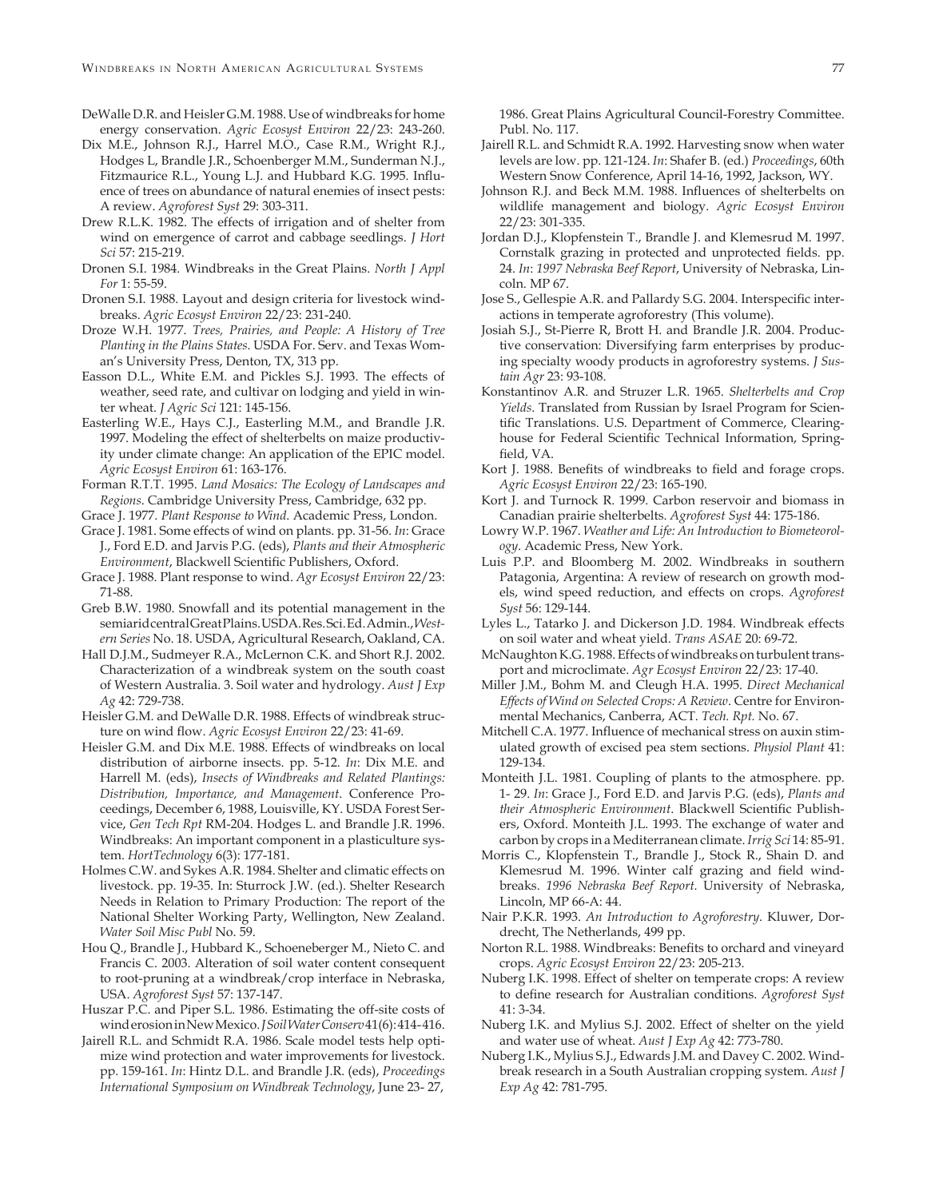DeWalle D.R. and Heisler G.M. 1988. Use of windbreaks for home energy conservation. *Agric Ecosyst Environ* 22/23: 243-260.

Dix M.E., Johnson R.J., Harrel M.O., Case R.M., Wright R.J., Hodges L, Brandle J.R., Schoenberger M.M., Sunderman N.J., Fitzmaurice R.L., Young L.J. and Hubbard K.G. 1995. Influence of trees on abundance of natural enemies of insect pests: A review. *Agroforest Syst* 29: 303-311.

Drew R.L.K. 1982. The effects of irrigation and of shelter from wind on emergence of carrot and cabbage seedlings. *J Hort Sci* 57: 215-219.

Dronen S.I. 1984. Windbreaks in the Great Plains. *North J Appl For* 1: 55-59.

Dronen S.I. 1988. Layout and design criteria for livestock windbreaks. *Agric Ecosyst Environ* 22/23: 231-240.

Droze W.H. 1977. *Trees, Prairies, and People: A History of Tree Planting in the Plains States*. USDA For. Serv. and Texas Woman's University Press, Denton, TX, 313 pp.

Easson D.L., White E.M. and Pickles S.J. 1993. The effects of weather, seed rate, and cultivar on lodging and yield in winter wheat. *J Agric Sci* 121: 145-156.

Easterling W.E., Hays C.J., Easterling M.M., and Brandle J.R. 1997. Modeling the effect of shelterbelts on maize productivity under climate change: An application of the EPIC model. *Agric Ecosyst Environ* 61: 163-176.

Forman R.T.T. 1995. *Land Mosaics: The Ecology of Landscapes and Regions*. Cambridge University Press, Cambridge, 632 pp.

Grace J. 1977. *Plant Response to Wind*. Academic Press, London.

Grace J. 1981. Some effects of wind on plants. pp. 31-56. *In*: Grace J., Ford E.D. and Jarvis P.G. (eds), *Plants and their Atmospheric Environment*, Blackwell Scientific Publishers, Oxford.

Grace J. 1988. Plant response to wind. *Agr Ecosyst Environ* 22/23: 71-88.

Greb B.W. 1980. Snowfall and its potential management in the semiarid central Great Plains. USDA. Res. Sci. Ed. Admin., *Western Series* No. 18. USDA, Agricultural Research, Oakland, CA.

Hall D.J.M., Sudmeyer R.A., McLernon C.K. and Short R.J. 2002. Characterization of a windbreak system on the south coast of Western Australia. 3. Soil water and hydrology. *Aust J Exp Ag* 42: 729-738.

Heisler G.M. and DeWalle D.R. 1988. Effects of windbreak structure on wind flow. *Agric Ecosyst Environ* 22/23: 41-69.

Heisler G.M. and Dix M.E. 1988. Effects of windbreaks on local distribution of airborne insects. pp. 5-12. *In*: Dix M.E. and Harrell M. (eds), *Insects of Windbreaks and Related Plantings: Distribution, Importance, and Management*. Conference Proceedings, December 6, 1988, Louisville, KY. USDA Forest Service, *Gen Tech Rpt* RM-204. Hodges L. and Brandle J.R. 1996. Windbreaks: An important component in a plasticulture system. *HortTechnology* 6(3): 177-181.

Holmes C.W. and Sykes A.R. 1984. Shelter and climatic effects on livestock. pp. 19-35. In: Sturrock J.W. (ed.). Shelter Research Needs in Relation to Primary Production: The report of the National Shelter Working Party, Wellington, New Zealand. *Water Soil Misc Publ* No. 59.

Hou Q., Brandle J., Hubbard K., Schoeneberger M., Nieto C. and Francis C. 2003. Alteration of soil water content consequent to root-pruning at a windbreak/crop interface in Nebraska, USA. *Agroforest Syst* 57: 137-147.

Huszar P.C. and Piper S.L. 1986. Estimating the off-site costs of wind erosion in New Mexico. *J Soil Water Conserv* 41(6): 414-416.

Jairell R.L. and Schmidt R.A. 1986. Scale model tests help optimize wind protection and water improvements for livestock. pp. 159-161. *In*: Hintz D.L. and Brandle J.R. (eds), *Proceedings International Symposium on Windbreak Technology*, June 23- 27, 1986. Great Plains Agricultural Council-Forestry Committee. Publ. No. 117.

Jairell R.L. and Schmidt R.A. 1992. Harvesting snow when water levels are low. pp. 121-124. *In*: Shafer B. (ed.) *Proceedings*, 60th Western Snow Conference, April 14-16, 1992, Jackson, WY.

Johnson R.J. and Beck M.M. 1988. Influences of shelterbelts on wildlife management and biology. *Agric Ecosyst Environ* 22/23: 301-335.

Jordan D.J., Klopfenstein T., Brandle J. and Klemesrud M. 1997. Cornstalk grazing in protected and unprotected fields. pp. 24. *In*: *1997 Nebraska Beef Report*, University of Nebraska, Lincoln. MP 67.

Jose S., Gellespie A.R. and Pallardy S.G. 2004. Interspecific interactions in temperate agroforestry (This volume).

Josiah S.J., St-Pierre R, Brott H. and Brandle J.R. 2004. Productive conservation: Diversifying farm enterprises by producing specialty woody products in agroforestry systems. *J Sustain Agr* 23: 93-108.

Konstantinov A.R. and Struzer L.R. 1965. *Shelterbelts and Crop Yields*. Translated from Russian by Israel Program for Scientific Translations. U.S. Department of Commerce, Clearinghouse for Federal Scientific Technical Information, Springfield, VA.

Kort J. 1988. Benefits of windbreaks to field and forage crops. *Agric Ecosyst Environ* 22/23: 165-190.

Kort J. and Turnock R. 1999. Carbon reservoir and biomass in Canadian prairie shelterbelts. *Agroforest Syst* 44: 175-186.

Lowry W.P. 1967. *Weather and Life: An Introduction to Biometeorology*. Academic Press, New York.

Luis P.P. and Bloomberg M. 2002. Windbreaks in southern Patagonia, Argentina: A review of research on growth models, wind speed reduction, and effects on crops. *Agroforest Syst* 56: 129-144.

Lyles L., Tatarko J. and Dickerson J.D. 1984. Windbreak effects on soil water and wheat yield. *Trans ASAE* 20: 69-72.

McNaughton K.G. 1988. Effects of windbreaks on turbulent transport and microclimate. *Agr Ecosyst Environ* 22/23: 17-40.

Miller J.M., Bohm M. and Cleugh H.A. 1995. *Direct Mechanical Effects of Wind on Selected Crops: A Review*. Centre for Environmental Mechanics, Canberra, ACT. *Tech. Rpt.* No. 67.

Mitchell C.A. 1977. Influence of mechanical stress on auxin stimulated growth of excised pea stem sections. *Physiol Plant* 41: 129-134.

Monteith J.L. 1981. Coupling of plants to the atmosphere. pp. 1- 29. *In*: Grace J., Ford E.D. and Jarvis P.G. (eds), *Plants and their Atmospheric Environment*. Blackwell Scientific Publishers, Oxford. Monteith J.L. 1993. The exchange of water and carbon by crops in a Mediterranean climate. *Irrig Sci* 14: 85-91.

Morris C., Klopfenstein T., Brandle J., Stock R., Shain D. and Klemesrud M. 1996. Winter calf grazing and field windbreaks. *1996 Nebraska Beef Report*. University of Nebraska, Lincoln, MP 66-A: 44.

Nair P.K.R. 1993. *An Introduction to Agroforestry*. Kluwer, Dordrecht, The Netherlands, 499 pp.

Norton R.L. 1988. Windbreaks: Benefits to orchard and vineyard crops. *Agric Ecosyst Environ* 22/23: 205-213.

Nuberg I.K. 1998. Effect of shelter on temperate crops: A review to define research for Australian conditions. *Agroforest Syst* 41: 3-34.

Nuberg I.K. and Mylius S.J. 2002. Effect of shelter on the yield and water use of wheat. *Aust J Exp Ag* 42: 773-780.

Nuberg I.K., Mylius S.J., Edwards J.M. and Davey C. 2002. Windbreak research in a South Australian cropping system. *Aust J Exp Ag* 42: 781-795.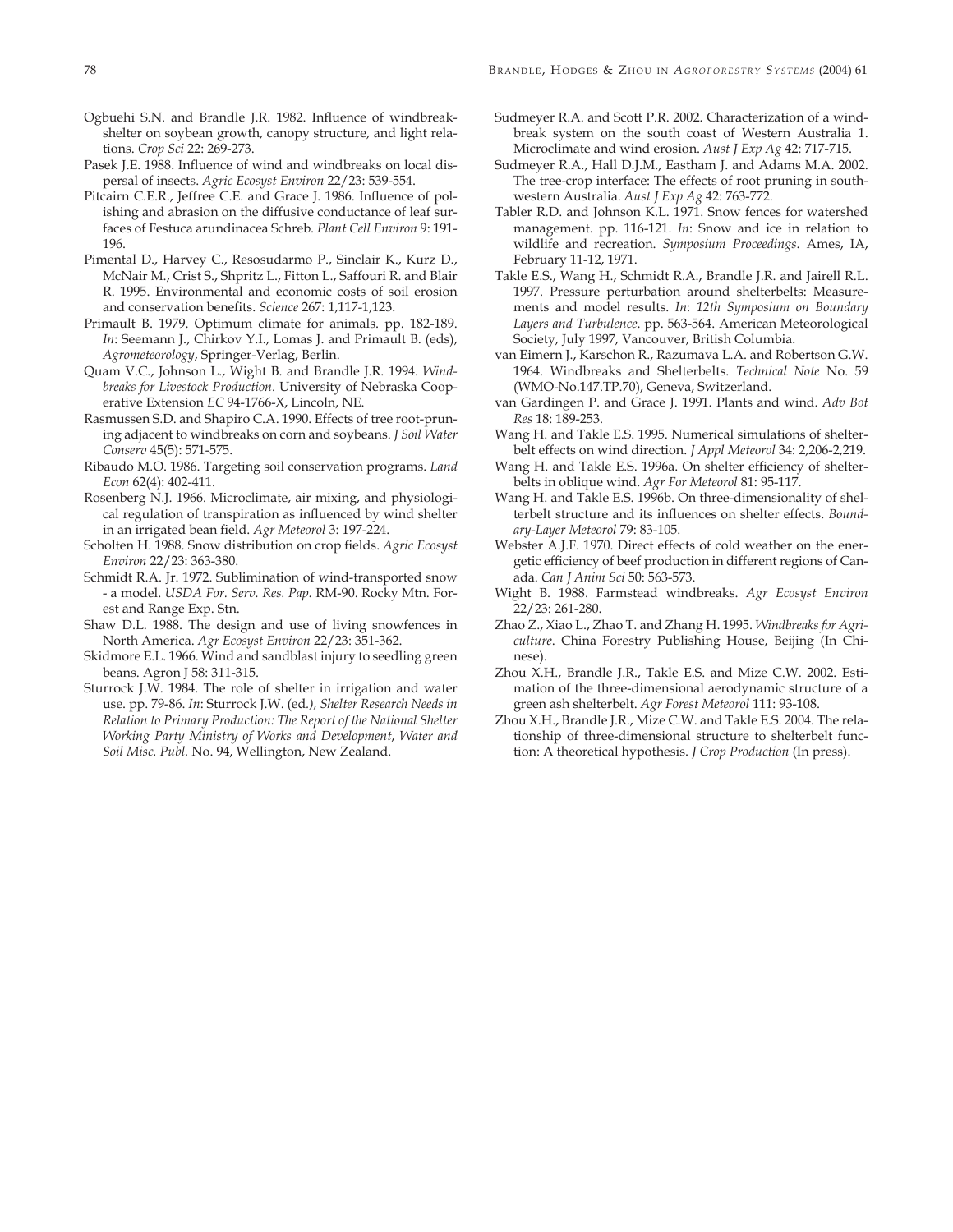Ogbuehi S.N. and Brandle J.R. 1982. Influence of windbreak-shelter on soybean growth, canopy structure, and light relations. *Crop Sci* 22: 269-273.

Pasek J.E. 1988. Influence of wind and windbreaks on local dispersal of insects. *Agric Ecosyst Environ* 22/23: 539-554.

Pitcairn C.E.R., Jeffree C.E. and Grace J. 1986. Influence of polishing and abrasion on the diffusive conductance of leaf surfaces of Festuca arundinacea Schreb. *Plant Cell Environ* 9: 191-196.

Pimental D., Harvey C., Resosudarmo P., Sinclair K., Kurz D., McNair M., Crist S., Shpritz L., Fitton L., Saffouri R. and Blair R. 1995. Environmental and economic costs of soil erosion and conservation benefits. *Science* 267: 1,117-1,123.

Primault B. 1979. Optimum climate for animals. pp. 182-189. *In*: Seemann J., Chirkov Y.I., Lomas J. and Primault B. (eds), *Agrometeorology*, Springer-Verlag, Berlin.

Quam V.C., Johnson L., Wight B. and Brandle J.R. 1994. *Windbreaks for Livestock Production*. University of Nebraska Cooperative Extension *EC* 94-1766-X, Lincoln, NE.

Rasmussen S.D. and Shapiro C.A. 1990. Effects of tree root-pruning adjacent to windbreaks on corn and soybeans. *J Soil Water Conserv* 45(5): 571-575.

Ribaudo M.O. 1986. Targeting soil conservation programs. *Land Econ* 62(4): 402-411.

Rosenberg N.J. 1966. Microclimate, air mixing, and physiological regulation of transpiration as influenced by wind shelter in an irrigated bean field. *Agr Meteorol* 3: 197-224.

Scholten H. 1988. Snow distribution on crop fields. *Agric Ecosyst Environ* 22/23: 363-380.

Schmidt R.A. Jr. 1972. Sublimination of wind-transported snow - a model. *USDA For. Serv. Res. Pap.* RM-90. Rocky Mtn. Forest and Range Exp. Stn.

Shaw D.L. 1988. The design and use of living snowfences in North America. *Agr Ecosyst Environ* 22/23: 351-362.

Skidmore E.L. 1966. Wind and sandblast injury to seedling green beans. Agron J 58: 311-315.

Sturrock J.W. 1984. The role of shelter in irrigation and water use. pp. 79-86. *In*: Sturrock J.W. (ed.*), Shelter Research Needs in Relation to Primary Production: The Report of the National Shelter Working Party Ministry of Works and Development*, *Water and Soil Misc. Publ*. No. 94, Wellington, New Zealand.

Sudmeyer R.A. and Scott P.R. 2002. Characterization of a windbreak system on the south coast of Western Australia 1. Microclimate and wind erosion. *Aust J Exp Ag* 42: 717-715.

Sudmeyer R.A., Hall D.J.M., Eastham J. and Adams M.A. 2002. The tree-crop interface: The effects of root pruning in southwestern Australia. *Aust J Exp Ag* 42: 763-772.

Tabler R.D. and Johnson K.L. 1971. Snow fences for watershed management. pp. 116-121. *In*: Snow and ice in relation to wildlife and recreation. *Symposium Proceedings*. Ames, IA, February 11-12, 1971.

Takle E.S., Wang H., Schmidt R.A., Brandle J.R. and Jairell R.L. 1997. Pressure perturbation around shelterbelts: Measurements and model results. *In*: *12th Symposium on Boundary Layers and Turbulence*. pp. 563-564. American Meteorological Society, July 1997, Vancouver, British Columbia.

van Eimern J., Karschon R., Razumava L.A. and Robertson G.W. 1964. Windbreaks and Shelterbelts. *Technical Note* No. 59 (WMO-No.147.TP.70), Geneva, Switzerland.

van Gardingen P. and Grace J. 1991. Plants and wind. *Adv Bot Res* 18: 189-253.

Wang H. and Takle E.S. 1995. Numerical simulations of shelterbelt effects on wind direction. *J Appl Meteorol* 34: 2,206-2,219.

Wang H. and Takle E.S. 1996a. On shelter efficiency of shelterbelts in oblique wind. *Agr For Meteorol* 81: 95-117.

Wang H. and Takle E.S. 1996b. On three-dimensionality of shelterbelt structure and its influences on shelter effects. *Boundary-Layer Meteorol* 79: 83-105.

Webster A.J.F. 1970. Direct effects of cold weather on the energetic efficiency of beef production in different regions of Canada. *Can J Anim Sci* 50: 563-573.

Wight B. 1988. Farmstead windbreaks. *Agr Ecosyst Environ* 22/23: 261-280.

Zhao Z., Xiao L., Zhao T. and Zhang H. 1995. *Windbreaks for Agriculture*. China Forestry Publishing House, Beijing (In Chinese).

Zhou X.H., Brandle J.R., Takle E.S. and Mize C.W. 2002. Estimation of the three-dimensional aerodynamic structure of a green ash shelterbelt. *Agr Forest Meteorol* 111: 93-108.

Zhou X.H., Brandle J.R., Mize C.W. and Takle E.S. 2004. The relationship of three-dimensional structure to shelterbelt function: A theoretical hypothesis. *J Crop Production* (In press).